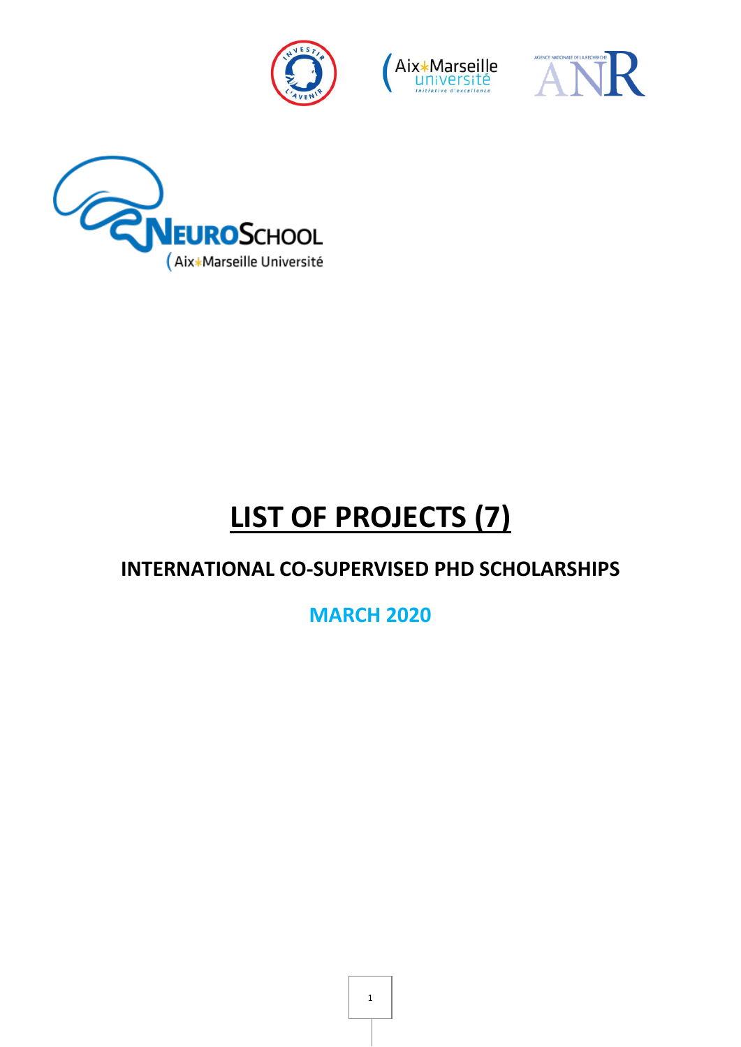# LIST OF PROJECTS (7)

## INTERNATIONAL CO-SUPERVISED PHD SCHOLARSHIPS

### MARCH 2020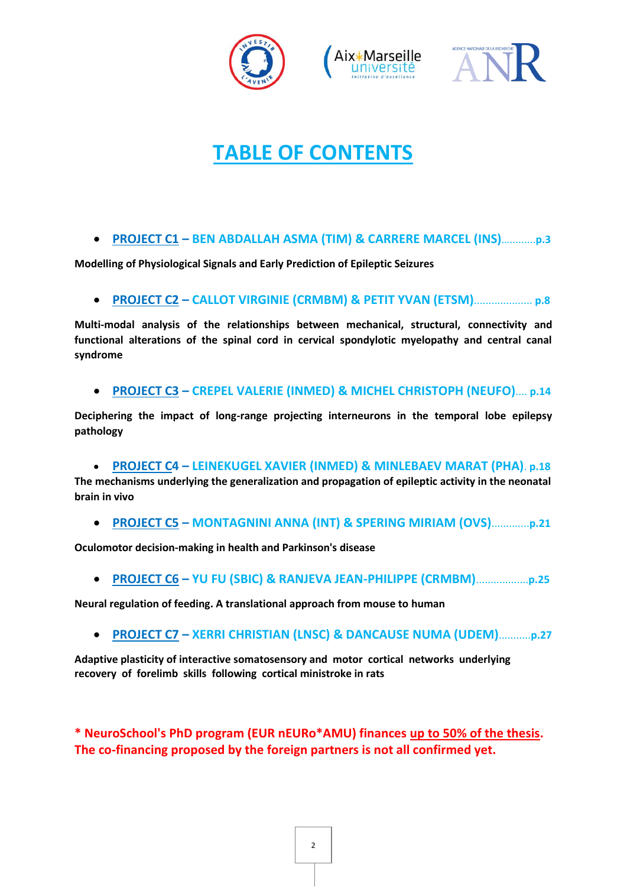# TABLE OF CONTENTS

- **PROJECT C1 – BEN ABDALLAH ASMA (TIM) & CARRERE MARCEL (INS)............p.3**

**Modelling of Physiological Signals and Early Prediction of Epileptic Seizures**

- **PROJECT C2 – CALLOT VIRGINIE (CRMBM) & PETIT YVAN (ETSM).................... p.8**

**Multi-modal analysis of the relationships between mechanical, structural, connectivity and functional alterations of the spinal cord in cervical spondylotic myelopathy and central canal syndrome**

- **PROJECT C3 – CREPEL VALERIE (INMED) & MICHEL CHRISTOPH (NEUFO).... p.14**

**Deciphering the impact of long-range projecting interneurons in the temporal lobe epilepsy pathology**

- **PROJECT C4 – LEINEKUGEL XAVIER (INMED) & MINLEBAEV MARAT (PHA). p.18**

**The mechanisms underlying the generalization and propagation of epileptic activity in the neonatal brain in vivo**

- **PROJECT C5 – MONTAGNINI ANNA (INT) & SPERING MIRIAM (OVS).............p.21**

**Oculomotor decision-making in health and Parkinson's disease**

- **PROJECT C6 – YU FU (SBIC) & RANJEVA JEAN-PHILIPPE (CRMBM)..................p.25**

**Neural regulation of feeding. A translational approach from mouse to human**

- **PROJECT C7 – XERRI CHRISTIAN (LNSC) & DANCAUSE NUMA (UDEM)...........p.27**

**Adaptive plasticity of interactive somatosensory and motor cortical networks underlying recovery of forelimb skills following cortical ministroke in rats**

**\* NeuroSchool's PhD program (EUR nEURo*AMU) finances up to 50% of the thesis. The co-financing proposed by the foreign partners is not all confirmed yet.**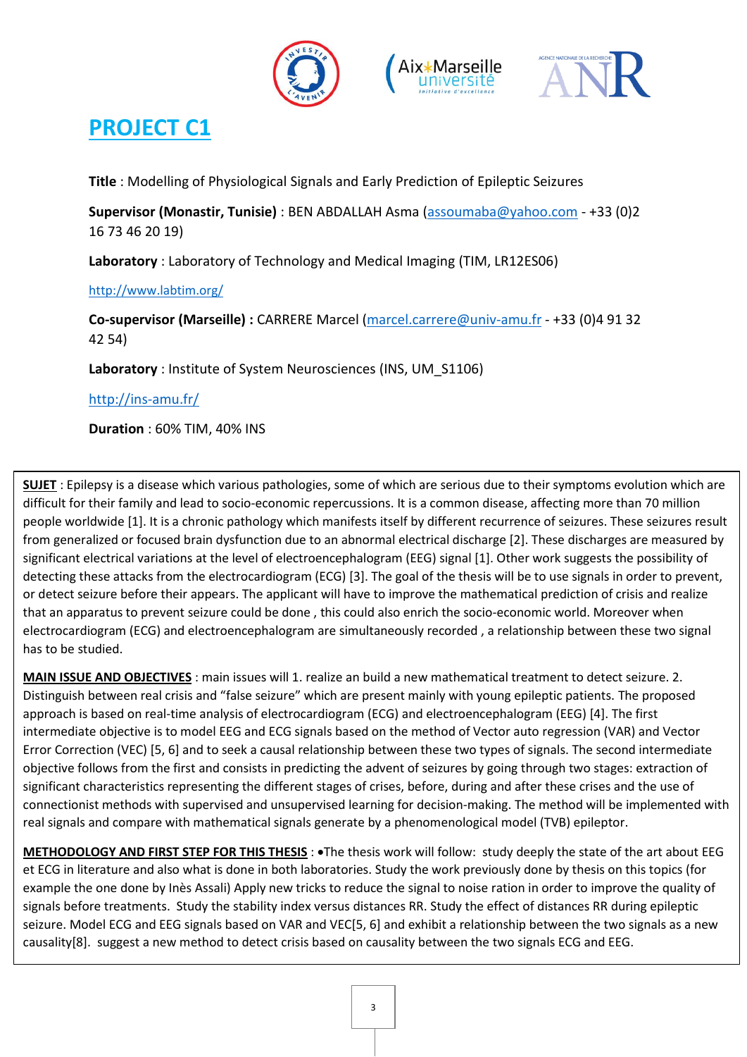# PROJECT C1

**Title** : Modelling of Physiological Signals and Early Prediction of Epileptic Seizures

**Supervisor (Monastir, Tunisie)** : BEN ABDALLAH Asma (assoumaba@yahoo.com - +33 (0)2 16 73 46 20 19)

**Laboratory** : Laboratory of Technology and Medical Imaging (TIM, LR12ES06)

http://www.labtim.org/

**Co-supervisor (Marseille) :** CARRERE Marcel (marcel.carrere@univ-amu.fr - +33 (0)4 91 32 42 54)

**Laboratory** : Institute of System Neurosciences (INS, UM_S1106)

http://ins-amu.fr/

**Duration** : 60% TIM, 40% INS

**SUJET** : Epilepsy is a disease which various pathologies, some of which are serious due to their symptoms evolution which are difficult for their family and lead to socio-economic repercussions. It is a common disease, affecting more than 70 million people worldwide [1]. It is a chronic pathology which manifests itself by different recurrence of seizures. These seizures result from generalized or focused brain dysfunction due to an abnormal electrical discharge [2]. These discharges are measured by significant electrical variations at the level of electroencephalogram (EEG) signal [1]. Other work suggests the possibility of detecting these attacks from the electrocardiogram (ECG) [3]. The goal of the thesis will be to use signals in order to prevent, or detect seizure before their appears. The applicant will have to improve the mathematical prediction of crisis and realize that an apparatus to prevent seizure could be done , this could also enrich the socio-economic world. Moreover when electrocardiogram (ECG) and electroencephalogram are simultaneously recorded , a relationship between these two signal has to be studied.

**MAIN ISSUE AND OBJECTIVES** : main issues will 1. realize an build a new mathematical treatment to detect seizure. 2. Distinguish between real crisis and "false seizure" which are present mainly with young epileptic patients. The proposed approach is based on real-time analysis of electrocardiogram (ECG) and electroencephalogram (EEG) [4]. The first intermediate objective is to model EEG and ECG signals based on the method of Vector auto regression (VAR) and Vector Error Correction (VEC) [5, 6] and to seek a causal relationship between these two types of signals. The second intermediate objective follows from the first and consists in predicting the advent of seizures by going through two stages: extraction of significant characteristics representing the different stages of crises, before, during and after these crises and the use of connectionist methods with supervised and unsupervised learning for decision-making. The method will be implemented with real signals and compare with mathematical signals generate by a phenomenological model (TVB) epileptor.

**METHODOLOGY AND FIRST STEP FOR THIS THESIS** : •The thesis work will follow: study deeply the state of the art about EEG et ECG in literature and also what is done in both laboratories. Study the work previously done by thesis on this topics (for example the one done by Inès Assali) Apply new tricks to reduce the signal to noise ration in order to improve the quality of signals before treatments. Study the stability index versus distances RR. Study the effect of distances RR during epileptic seizure. Model ECG and EEG signals based on VAR and VEC[5, 6] and exhibit a relationship between the two signals as a new causality[8]. suggest a new method to detect crisis based on causality between the two signals ECG and EEG.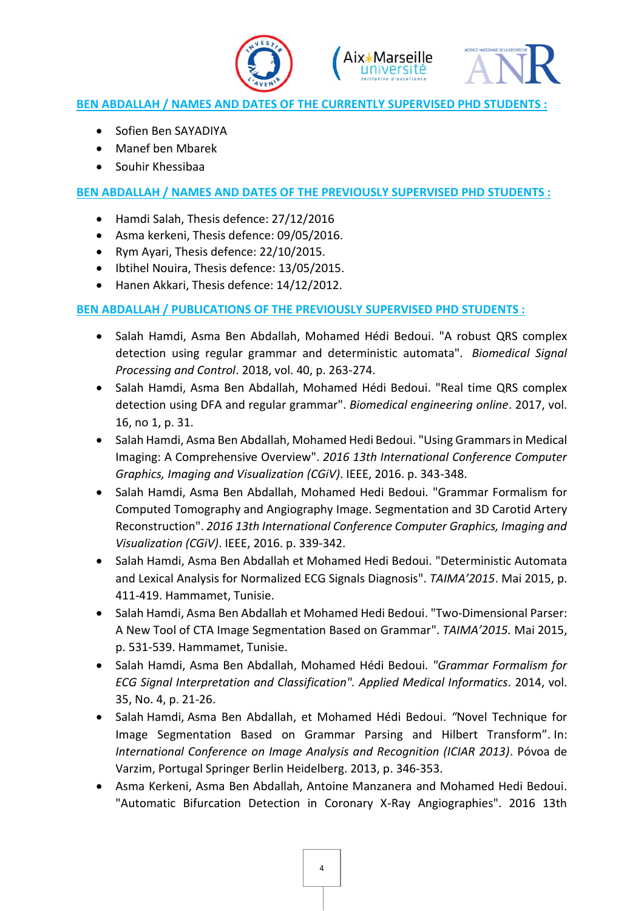## BEN ABDALLAH / NAMES AND DATES OF THE CURRENTLY SUPERVISED PHD STUDENTS :

- Sofien Ben SAYADIYA
- Manef ben Mbarek
- Souhir Khessibaa

## BEN ABDALLAH / NAMES AND DATES OF THE PREVIOUSLY SUPERVISED PHD STUDENTS :

- Hamdi Salah, Thesis defence: 27/12/2016
- Asma kerkeni, Thesis defence: 09/05/2016.
- Rym Ayari, Thesis defence: 22/10/2015.
- Ibtihel Nouira, Thesis defence: 13/05/2015.
- Hanen Akkari, Thesis defence: 14/12/2012.

## BEN ABDALLAH / PUBLICATIONS OF THE PREVIOUSLY SUPERVISED PHD STUDENTS :

- Salah Hamdi, Asma Ben Abdallah, Mohamed Hédi Bedoui. "A robust QRS complex detection using regular grammar and deterministic automata". *Biomedical Signal Processing and Control*. 2018, vol. 40, p. 263-274.
- Salah Hamdi, Asma Ben Abdallah, Mohamed Hédi Bedoui. "Real time QRS complex detection using DFA and regular grammar". *Biomedical engineering online*. 2017, vol. 16, no 1, p. 31.
- Salah Hamdi, Asma Ben Abdallah, Mohamed Hedi Bedoui. "Using Grammars in Medical Imaging: A Comprehensive Overview". *2016 13th International Conference Computer Graphics, Imaging and Visualization (CGiV)*. IEEE, 2016. p. 343-348.
- Salah Hamdi, Asma Ben Abdallah, Mohamed Hedi Bedoui. "Grammar Formalism for Computed Tomography and Angiography Image. Segmentation and 3D Carotid Artery Reconstruction". *2016 13th International Conference Computer Graphics, Imaging and Visualization (CGiV)*. IEEE, 2016. p. 339-342.
- Salah Hamdi, Asma Ben Abdallah et Mohamed Hedi Bedoui. "Deterministic Automata and Lexical Analysis for Normalized ECG Signals Diagnosis". *TAIMA'2015*. Mai 2015, p. 411-419. Hammamet, Tunisie.
- Salah Hamdi, Asma Ben Abdallah et Mohamed Hedi Bedoui. "Two-Dimensional Parser: A New Tool of CTA Image Segmentation Based on Grammar". *TAIMA'2015.* Mai 2015, p. 531-539. Hammamet, Tunisie.
- Salah Hamdi, Asma Ben Abdallah, Mohamed Hédi Bedoui. *"Grammar Formalism for ECG Signal Interpretation and Classification". Applied Medical Informatics*. 2014, vol. 35, No. 4, p. 21-26.
- Salah Hamdi, Asma Ben Abdallah, et Mohamed Hédi Bedoui. *"*Novel Technique for Image Segmentation Based on Grammar Parsing and Hilbert Transform". In: *International Conference on Image Analysis and Recognition (ICIAR 2013)*. Póvoa de Varzim, Portugal Springer Berlin Heidelberg. 2013, p. 346-353.
- Asma Kerkeni, Asma Ben Abdallah, Antoine Manzanera and Mohamed Hedi Bedoui. "Automatic Bifurcation Detection in Coronary X-Ray Angiographies". 2016 13th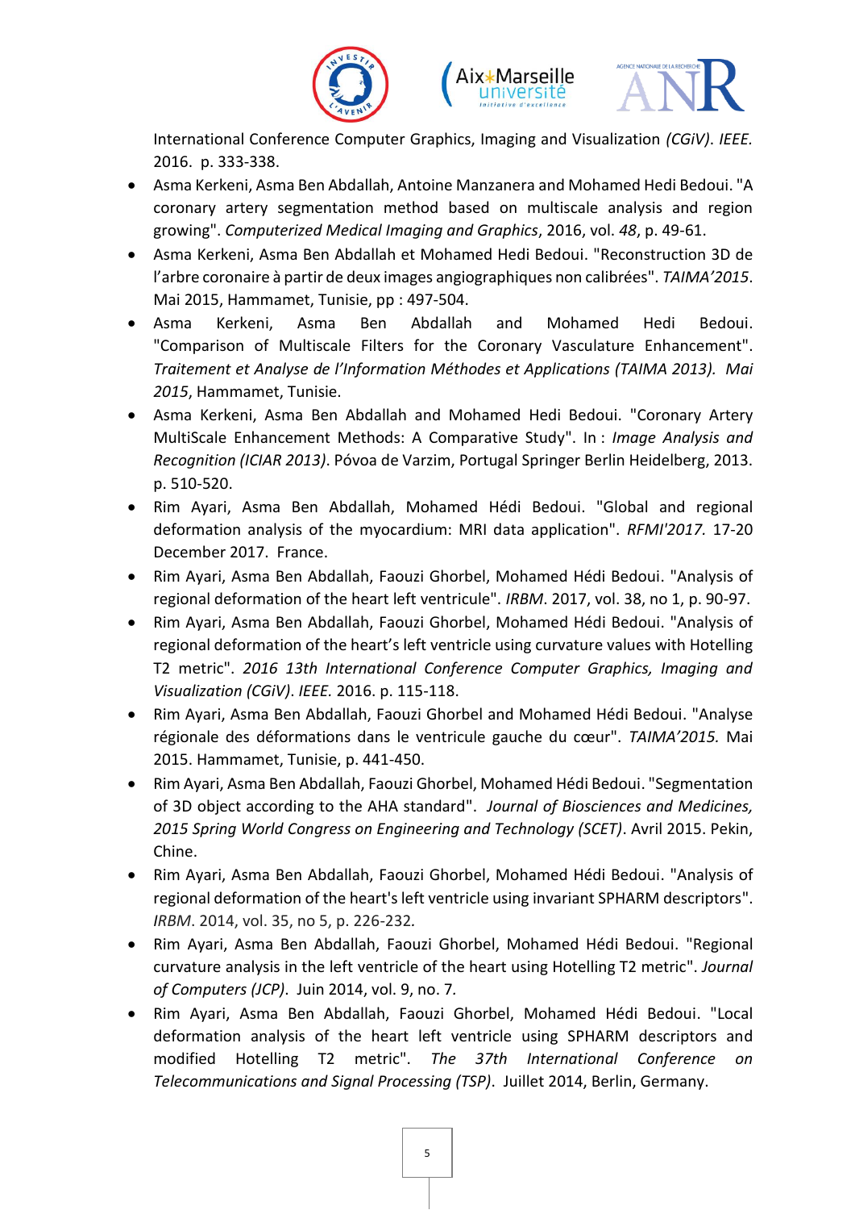International Conference Computer Graphics, Imaging and Visualization *(CGiV)*. *IEEE.* 2016. p. 333-338.

- Asma Kerkeni, Asma Ben Abdallah, Antoine Manzanera and Mohamed Hedi Bedoui. "A coronary artery segmentation method based on multiscale analysis and region growing". *Computerized Medical Imaging and Graphics*, 2016, vol. *48*, p. 49-61.
- Asma Kerkeni, Asma Ben Abdallah et Mohamed Hedi Bedoui. "Reconstruction 3D de l'arbre coronaire à partir de deux images angiographiques non calibrées". *TAIMA'2015*. Mai 2015, Hammamet, Tunisie, pp : 497-504.
- Asma Kerkeni, Asma Ben Abdallah and Mohamed Hedi Bedoui. "Comparison of Multiscale Filters for the Coronary Vasculature Enhancement". *Traitement et Analyse de l'Information Méthodes et Applications (TAIMA 2013). Mai 2015*, Hammamet, Tunisie.
- Asma Kerkeni, Asma Ben Abdallah and Mohamed Hedi Bedoui. "Coronary Artery MultiScale Enhancement Methods: A Comparative Study". In : *Image Analysis and Recognition (ICIAR 2013)*. Póvoa de Varzim, Portugal Springer Berlin Heidelberg, 2013. p. 510-520.
- Rim Ayari, Asma Ben Abdallah, Mohamed Hédi Bedoui. "Global and regional deformation analysis of the myocardium: MRI data application". *RFMI'2017.* 17-20 December 2017. France.
- Rim Ayari, Asma Ben Abdallah, Faouzi Ghorbel, Mohamed Hédi Bedoui. "Analysis of regional deformation of the heart left ventricule". *IRBM*. 2017, vol. 38, no 1, p. 90-97.
- Rim Ayari, Asma Ben Abdallah, Faouzi Ghorbel, Mohamed Hédi Bedoui. "Analysis of regional deformation of the heart's left ventricle using curvature values with Hotelling T2 metric". *2016 13th International Conference Computer Graphics, Imaging and Visualization (CGiV)*. *IEEE.* 2016. p. 115-118.
- Rim Ayari, Asma Ben Abdallah, Faouzi Ghorbel and Mohamed Hédi Bedoui. "Analyse régionale des déformations dans le ventricule gauche du cœur". *TAIMA'2015.* Mai 2015. Hammamet, Tunisie, p. 441-450.
- Rim Ayari, Asma Ben Abdallah, Faouzi Ghorbel, Mohamed Hédi Bedoui. "Segmentation of 3D object according to the AHA standard". *Journal of Biosciences and Medicines, 2015 Spring World Congress on Engineering and Technology (SCET)*. Avril 2015. Pekin, Chine.
- Rim Ayari, Asma Ben Abdallah, Faouzi Ghorbel, Mohamed Hédi Bedoui. "Analysis of regional deformation of the heart's left ventricle using invariant SPHARM descriptors". *IRBM*. 2014, vol. 35, no 5, p. 226-232.
- Rim Ayari, Asma Ben Abdallah, Faouzi Ghorbel, Mohamed Hédi Bedoui. "Regional curvature analysis in the left ventricle of the heart using Hotelling T2 metric". *Journal of Computers (JCP)*. Juin 2014, vol. 9, no. 7.
- Rim Ayari, Asma Ben Abdallah, Faouzi Ghorbel, Mohamed Hédi Bedoui. "Local deformation analysis of the heart left ventricle using SPHARM descriptors and modified Hotelling T2 metric". *The 37th International Conference on Telecommunications and Signal Processing (TSP)*. Juillet 2014, Berlin, Germany.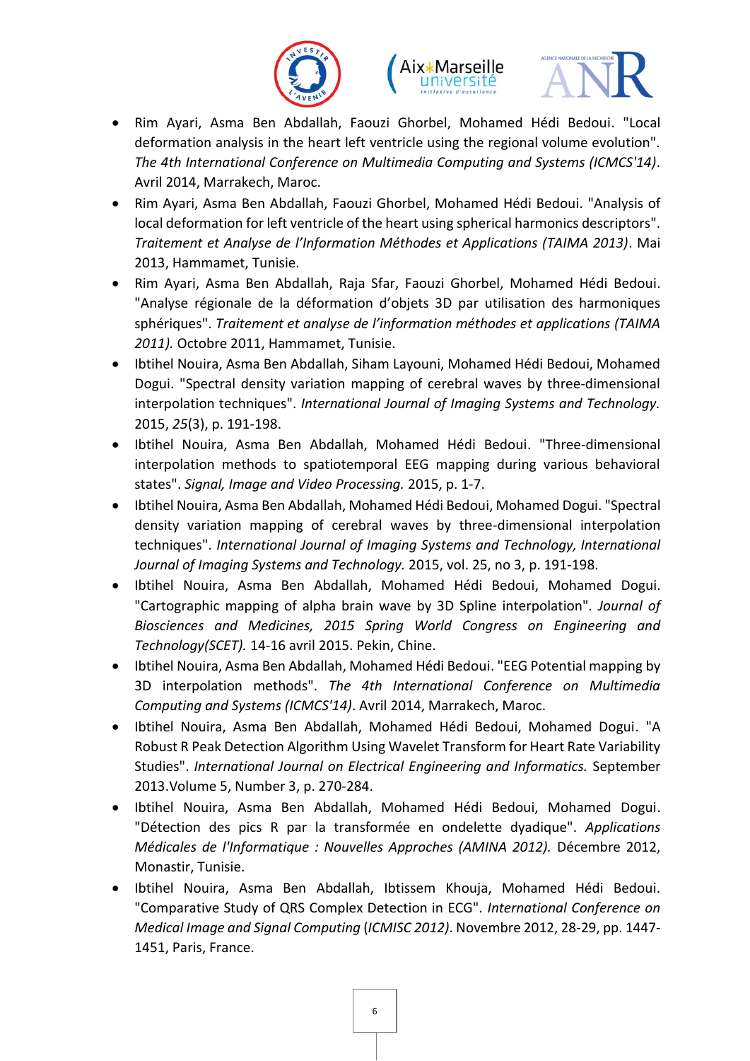- Rim Ayari, Asma Ben Abdallah, Faouzi Ghorbel, Mohamed Hédi Bedoui. "Local deformation analysis in the heart left ventricle using the regional volume evolution". *The 4th International Conference on Multimedia Computing and Systems (ICMCS'14)*. Avril 2014, Marrakech, Maroc.
- Rim Ayari, Asma Ben Abdallah, Faouzi Ghorbel, Mohamed Hédi Bedoui. "Analysis of local deformation for left ventricle of the heart using spherical harmonics descriptors". *Traitement et Analyse de l'Information Méthodes et Applications (TAIMA 2013)*. Mai 2013, Hammamet, Tunisie.
- Rim Ayari, Asma Ben Abdallah, Raja Sfar, Faouzi Ghorbel, Mohamed Hédi Bedoui. "Analyse régionale de la déformation d'objets 3D par utilisation des harmoniques sphériques". *Traitement et analyse de l'information méthodes et applications (TAIMA 2011).* Octobre 2011, Hammamet, Tunisie.
- Ibtihel Nouira, Asma Ben Abdallah, Siham Layouni, Mohamed Hédi Bedoui, Mohamed Dogui. "Spectral density variation mapping of cerebral waves by three-dimensional interpolation techniques". *International Journal of Imaging Systems and Technology.* 2015, *25*(3), p. 191-198.
- Ibtihel Nouira, Asma Ben Abdallah, Mohamed Hédi Bedoui. "Three-dimensional interpolation methods to spatiotemporal EEG mapping during various behavioral states". *Signal, Image and Video Processing.* 2015, p. 1-7.
- Ibtihel Nouira, Asma Ben Abdallah, Mohamed Hédi Bedoui, Mohamed Dogui. "Spectral density variation mapping of cerebral waves by three-dimensional interpolation techniques". *International Journal of Imaging Systems and Technology, International Journal of Imaging Systems and Technology.* 2015, vol. 25, no 3, p. 191-198.
- Ibtihel Nouira, Asma Ben Abdallah, Mohamed Hédi Bedoui, Mohamed Dogui. "Cartographic mapping of alpha brain wave by 3D Spline interpolation". *Journal of Biosciences and Medicines, 2015 Spring World Congress on Engineering and Technology(SCET).* 14-16 avril 2015. Pekin, Chine.
- Ibtihel Nouira, Asma Ben Abdallah, Mohamed Hédi Bedoui. "EEG Potential mapping by 3D interpolation methods". *The 4th International Conference on Multimedia Computing and Systems (ICMCS'14)*. Avril 2014, Marrakech, Maroc.
- Ibtihel Nouira, Asma Ben Abdallah, Mohamed Hédi Bedoui, Mohamed Dogui. "A Robust R Peak Detection Algorithm Using Wavelet Transform for Heart Rate Variability Studies". *International Journal on Electrical Engineering and Informatics.* September 2013.Volume 5, Number 3, p. 270-284.
- Ibtihel Nouira, Asma Ben Abdallah, Mohamed Hédi Bedoui, Mohamed Dogui. "Détection des pics R par la transformée en ondelette dyadique". *Applications Médicales de l'Informatique : Nouvelles Approches (AMINA 2012).* Décembre 2012, Monastir, Tunisie.
- Ibtihel Nouira, Asma Ben Abdallah, Ibtissem Khouja, Mohamed Hédi Bedoui. "Comparative Study of QRS Complex Detection in ECG". *International Conference on Medical Image and Signal Computing* (*ICMISC 2012)*. Novembre 2012, 28-29, pp. 1447-1451, Paris, France.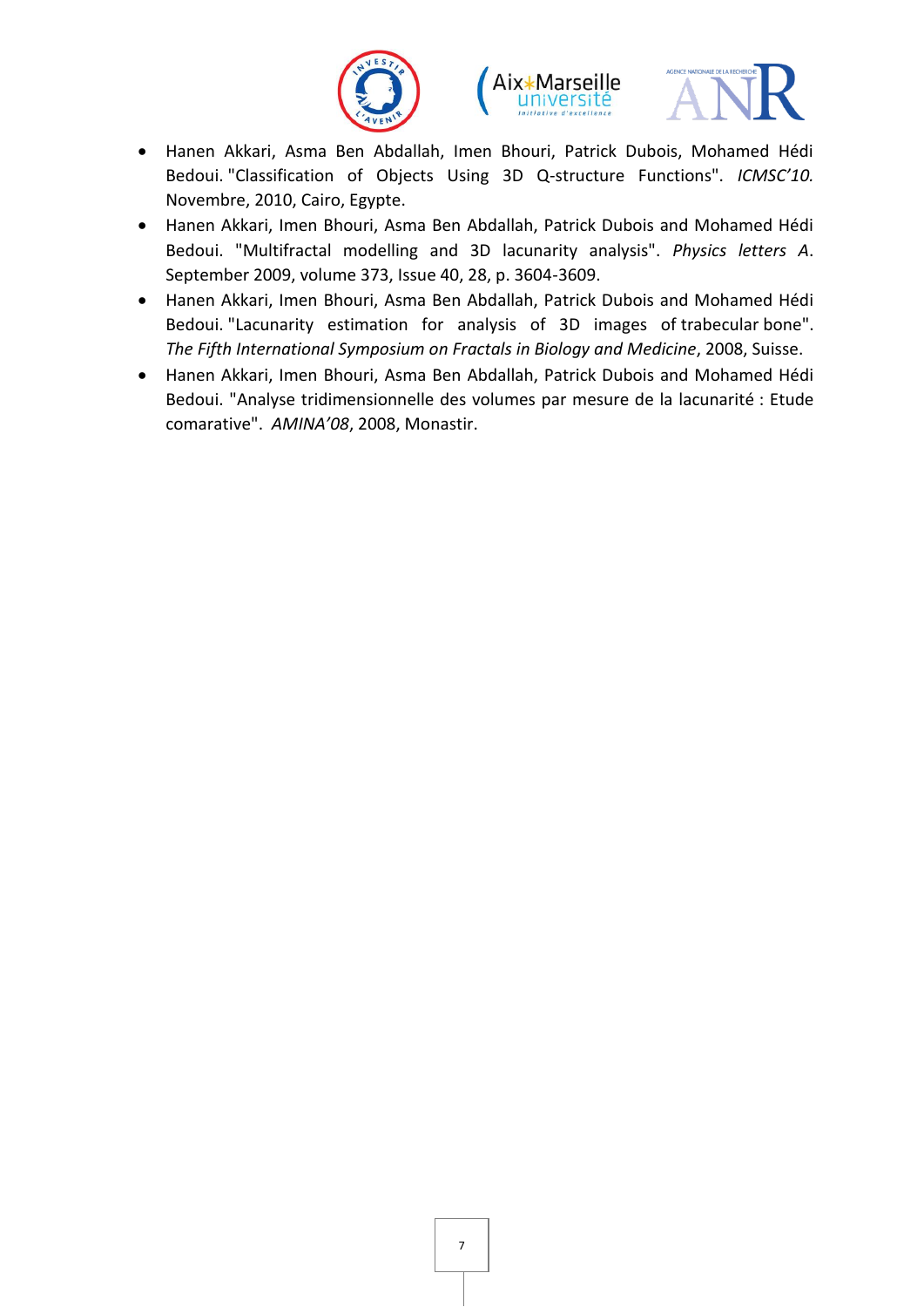- Hanen Akkari, Asma Ben Abdallah, Imen Bhouri, Patrick Dubois, Mohamed Hédi Bedoui. "Classification of Objects Using 3D Q-structure Functions". *ICMSC'10.* Novembre, 2010, Cairo, Egypte.
- Hanen Akkari, Imen Bhouri, Asma Ben Abdallah, Patrick Dubois and Mohamed Hédi Bedoui. "Multifractal modelling and 3D lacunarity analysis". *Physics letters A*. September 2009, volume 373, Issue 40, 28, p. 3604-3609.
- Hanen Akkari, Imen Bhouri, Asma Ben Abdallah, Patrick Dubois and Mohamed Hédi Bedoui. "Lacunarity estimation for analysis of 3D images of trabecular bone". *The Fifth International Symposium on Fractals in Biology and Medicine*, 2008, Suisse.
- Hanen Akkari, Imen Bhouri, Asma Ben Abdallah, Patrick Dubois and Mohamed Hédi Bedoui. "Analyse tridimensionnelle des volumes par mesure de la lacunarité : Etude comarative". *AMINA'08*, 2008, Monastir.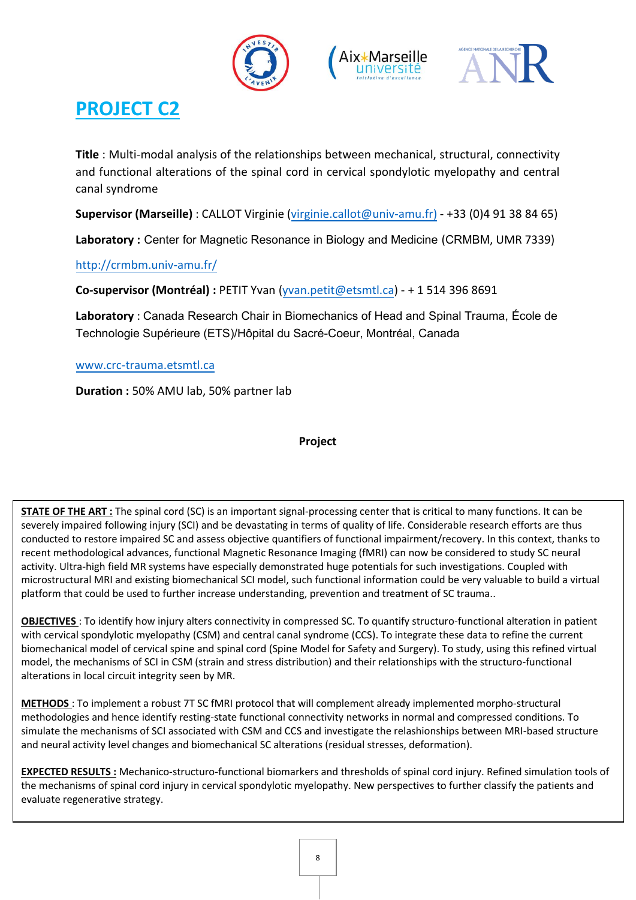# PROJECT C2

**Title** : Multi-modal analysis of the relationships between mechanical, structural, connectivity and functional alterations of the spinal cord in cervical spondylotic myelopathy and central canal syndrome

**Supervisor (Marseille)** : CALLOT Virginie (virginie.callot@univ-amu.fr) - +33 (0)4 91 38 84 65)

**Laboratory :** Center for Magnetic Resonance in Biology and Medicine (CRMBM, UMR 7339)

http://crmbm.univ-amu.fr/

**Co-supervisor (Montréal) :** PETIT Yvan (yvan.petit@etsmtl.ca) - + 1 514 396 8691

**Laboratory** : Canada Research Chair in Biomechanics of Head and Spinal Trauma, École de Technologie Supérieure (ETS)/Hôpital du Sacré-Coeur, Montréal, Canada

www.crc-trauma.etsmtl.ca

**Duration :** 50% AMU lab, 50% partner lab

**Project**

**STATE OF THE ART :** The spinal cord (SC) is an important signal-processing center that is critical to many functions. It can be severely impaired following injury (SCI) and be devastating in terms of quality of life. Considerable research efforts are thus conducted to restore impaired SC and assess objective quantifiers of functional impairment/recovery. In this context, thanks to recent methodological advances, functional Magnetic Resonance Imaging (fMRI) can now be considered to study SC neural activity. Ultra-high field MR systems have especially demonstrated huge potentials for such investigations. Coupled with microstructural MRI and existing biomechanical SCI model, such functional information could be very valuable to build a virtual platform that could be used to further increase understanding, prevention and treatment of SC trauma..

**OBJECTIVES** : To identify how injury alters connectivity in compressed SC. To quantify structuro-functional alteration in patient with cervical spondylotic myelopathy (CSM) and central canal syndrome (CCS). To integrate these data to refine the current biomechanical model of cervical spine and spinal cord (Spine Model for Safety and Surgery). To study, using this refined virtual model, the mechanisms of SCI in CSM (strain and stress distribution) and their relationships with the structuro-functional alterations in local circuit integrity seen by MR.

**METHODS** : To implement a robust 7T SC fMRI protocol that will complement already implemented morpho-structural methodologies and hence identify resting-state functional connectivity networks in normal and compressed conditions. To simulate the mechanisms of SCI associated with CSM and CCS and investigate the relashionships between MRI-based structure and neural activity level changes and biomechanical SC alterations (residual stresses, deformation).

**EXPECTED RESULTS :** Mechanico-structuro-functional biomarkers and thresholds of spinal cord injury. Refined simulation tools of the mechanisms of spinal cord injury in cervical spondylotic myelopathy. New perspectives to further classify the patients and evaluate regenerative strategy.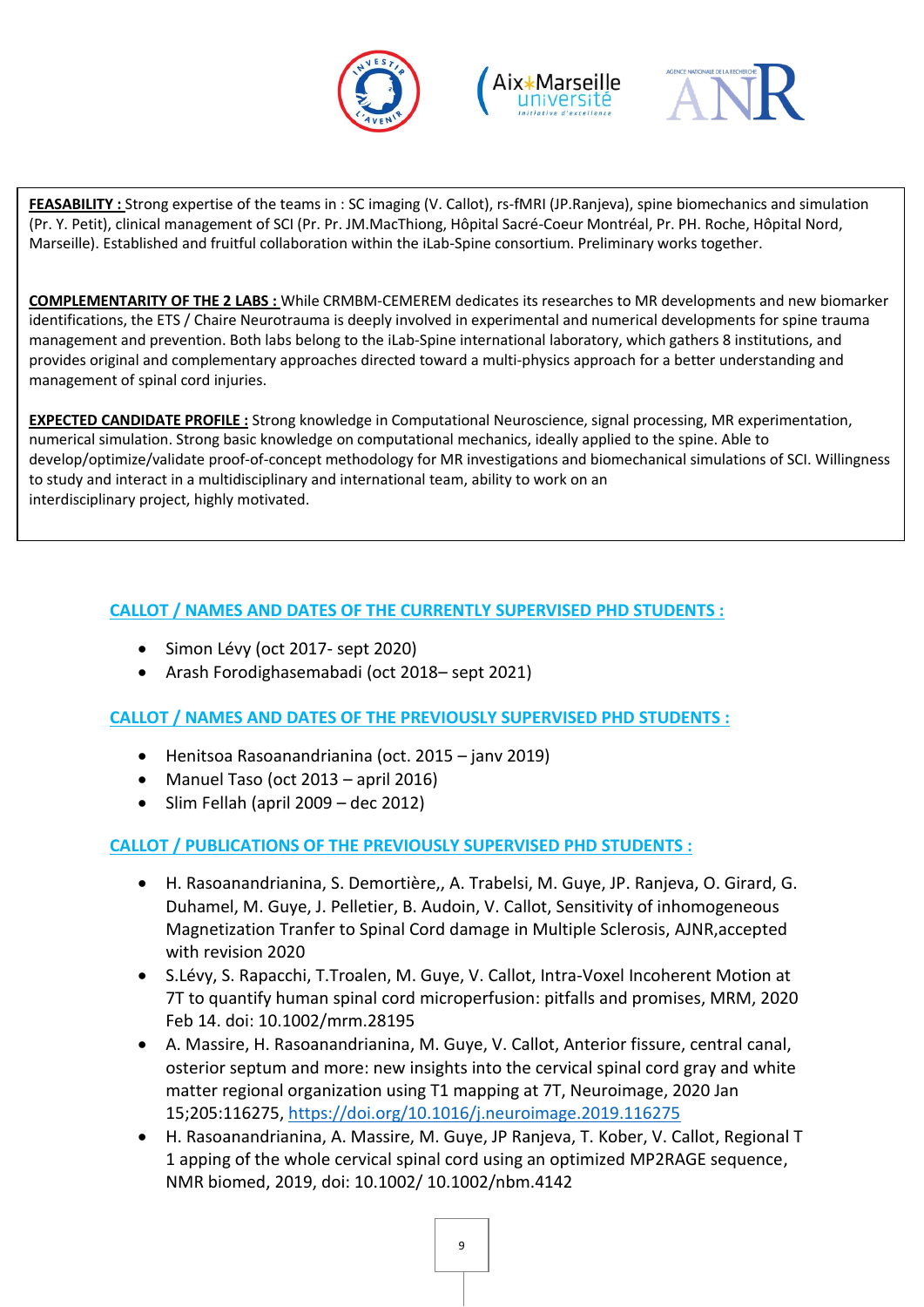**FEASABILITY :** Strong expertise of the teams in : SC imaging (V. Callot), rs-fMRI (JP.Ranjeva), spine biomechanics and simulation (Pr. Y. Petit), clinical management of SCI (Pr. Pr. JM.MacThiong, Hôpital Sacré-Coeur Montréal, Pr. PH. Roche, Hôpital Nord, Marseille). Established and fruitful collaboration within the iLab-Spine consortium. Preliminary works together.

**COMPLEMENTARITY OF THE 2 LABS :** While CRMBM-CEMEREM dedicates its researches to MR developments and new biomarker identifications, the ETS / Chaire Neurotrauma is deeply involved in experimental and numerical developments for spine trauma management and prevention. Both labs belong to the iLab-Spine international laboratory, which gathers 8 institutions, and provides original and complementary approaches directed toward a multi-physics approach for a better understanding and management of spinal cord injuries.

**EXPECTED CANDIDATE PROFILE :** Strong knowledge in Computational Neuroscience, signal processing, MR experimentation, numerical simulation. Strong basic knowledge on computational mechanics, ideally applied to the spine. Able to develop/optimize/validate proof-of-concept methodology for MR investigations and biomechanical simulations of SCI. Willingness to study and interact in a multidisciplinary and international team, ability to work on an interdisciplinary project, highly motivated.

## CALLOT / NAMES AND DATES OF THE CURRENTLY SUPERVISED PHD STUDENTS :

- Simon Lévy (oct 2017- sept 2020)
- Arash Forodighasemabadi (oct 2018– sept 2021)

## CALLOT / NAMES AND DATES OF THE PREVIOUSLY SUPERVISED PHD STUDENTS :

- Henitsoa Rasoanandrianina (oct. 2015 – janv 2019)
- Manuel Taso (oct 2013 – april 2016)
- Slim Fellah (april 2009 – dec 2012)

## CALLOT / PUBLICATIONS OF THE PREVIOUSLY SUPERVISED PHD STUDENTS :

- H. Rasoanandrianina, S. Demortière,, A. Trabelsi, M. Guye, JP. Ranjeva, O. Girard, G. Duhamel, M. Guye, J. Pelletier, B. Audoin, V. Callot, Sensitivity of inhomogeneous Magnetization Tranfer to Spinal Cord damage in Multiple Sclerosis, AJNR,accepted with revision 2020
- S.Lévy, S. Rapacchi, T.Troalen, M. Guye, V. Callot, Intra-Voxel Incoherent Motion at 7T to quantify human spinal cord microperfusion: pitfalls and promises, MRM, 2020 Feb 14. doi: 10.1002/mrm.28195
- A. Massire, H. Rasoanandrianina, M. Guye, V. Callot, Anterior fissure, central canal, osterior septum and more: new insights into the cervical spinal cord gray and white matter regional organization using T1 mapping at 7T, Neuroimage, 2020 Jan 15;205:116275, https://doi.org/10.1016/j.neuroimage.2019.116275
- H. Rasoanandrianina, A. Massire, M. Guye, JP Ranjeva, T. Kober, V. Callot, Regional T 1 apping of the whole cervical spinal cord using an optimized MP2RAGE sequence, NMR biomed, 2019, doi: 10.1002/ 10.1002/nbm.4142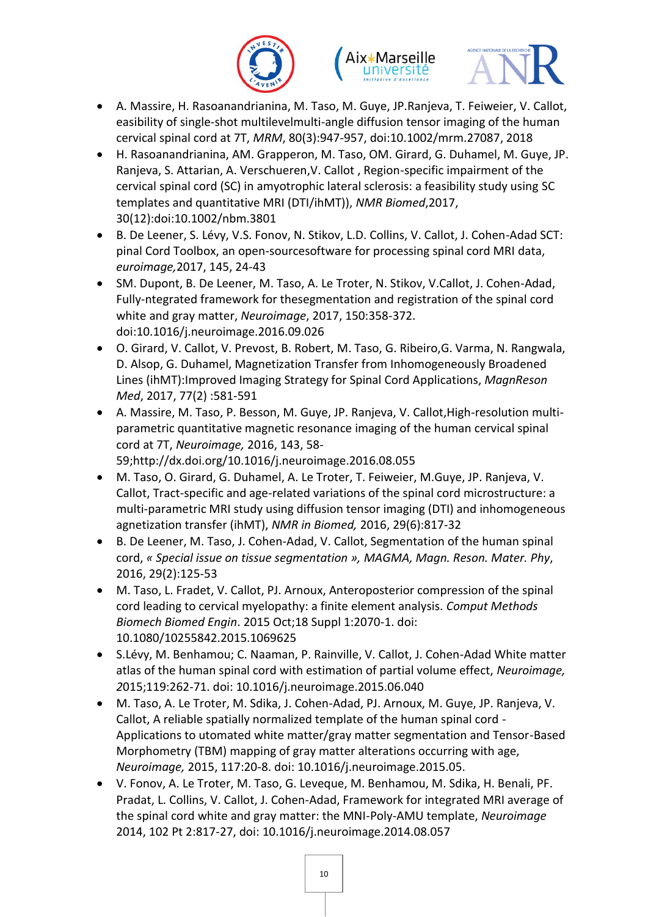- A. Massire, H. Rasoanandrianina, M. Taso, M. Guye, JP.Ranjeva, T. Feiweier, V. Callot, easibility of single-shot multilevelmulti-angle diffusion tensor imaging of the human cervical spinal cord at 7T, *MRM*, 80(3):947-957, doi:10.1002/mrm.27087, 2018
- H. Rasoanandrianina, AM. Grapperon, M. Taso, OM. Girard, G. Duhamel, M. Guye, JP. Ranjeva, S. Attarian, A. Verschueren,V. Callot , Region-specific impairment of the cervical spinal cord (SC) in amyotrophic lateral sclerosis: a feasibility study using SC templates and quantitative MRI (DTI/ihMT)), *NMR Biomed*,2017, 30(12):doi:10.1002/nbm.3801
- B. De Leener, S. Lévy, V.S. Fonov, N. Stikov, L.D. Collins, V. Callot, J. Cohen-Adad SCT: pinal Cord Toolbox, an open-sourcesoftware for processing spinal cord MRI data, *euroimage,*2017, 145, 24-43
- SM. Dupont, B. De Leener, M. Taso, A. Le Troter, N. Stikov, V.Callot, J. Cohen-Adad, Fully-ntegrated framework for thesegmentation and registration of the spinal cord white and gray matter, *Neuroimage*, 2017, 150:358-372. doi:10.1016/j.neuroimage.2016.09.026
- O. Girard, V. Callot, V. Prevost, B. Robert, M. Taso, G. Ribeiro,G. Varma, N. Rangwala, D. Alsop, G. Duhamel, Magnetization Transfer from Inhomogeneously Broadened Lines (ihMT):Improved Imaging Strategy for Spinal Cord Applications, *MagnReson Med*, 2017, 77(2) :581-591
- A. Massire, M. Taso, P. Besson, M. Guye, JP. Ranjeva, V. Callot,High-resolution multi-parametric quantitative magnetic resonance imaging of the human cervical spinal cord at 7T, *Neuroimage,* 2016, 143, 58-59;http://dx.doi.org/10.1016/j.neuroimage.2016.08.055
- M. Taso, O. Girard, G. Duhamel, A. Le Troter, T. Feiweier, M.Guye, JP. Ranjeva, V. Callot, Tract-specific and age-related variations of the spinal cord microstructure: a multi-parametric MRI study using diffusion tensor imaging (DTI) and inhomogeneous agnetization transfer (ihMT), *NMR in Biomed,* 2016, 29(6):817-32
- B. De Leener, M. Taso, J. Cohen-Adad, V. Callot, Segmentation of the human spinal cord, *« Special issue on tissue segmentation », MAGMA, Magn. Reson. Mater. Phy*, 2016, 29(2):125-53
- M. Taso, L. Fradet, V. Callot, PJ. Arnoux, Anteroposterior compression of the spinal cord leading to cervical myelopathy: a finite element analysis. *Comput Methods Biomech Biomed Engin*. 2015 Oct;18 Suppl 1:2070-1. doi: 10.1080/10255842.2015.1069625
- S.Lévy, M. Benhamou; C. Naaman, P. Rainville, V. Callot, J. Cohen-Adad White matter atlas of the human spinal cord with estimation of partial volume effect, *Neuroimage, 2*015;119:262-71. doi: 10.1016/j.neuroimage.2015.06.040
- M. Taso, A. Le Troter, M. Sdika, J. Cohen-Adad, PJ. Arnoux, M. Guye, JP. Ranjeva, V. Callot, A reliable spatially normalized template of the human spinal cord - Applications to utomated white matter/gray matter segmentation and Tensor-Based Morphometry (TBM) mapping of gray matter alterations occurring with age, *Neuroimage,* 2015, 117:20-8. doi: 10.1016/j.neuroimage.2015.05.
- V. Fonov, A. Le Troter, M. Taso, G. Leveque, M. Benhamou, M. Sdika, H. Benali, PF. Pradat, L. Collins, V. Callot, J. Cohen-Adad, Framework for integrated MRI average of the spinal cord white and gray matter: the MNI-Poly-AMU template, *Neuroimage* 2014, 102 Pt 2:817-27, doi: 10.1016/j.neuroimage.2014.08.057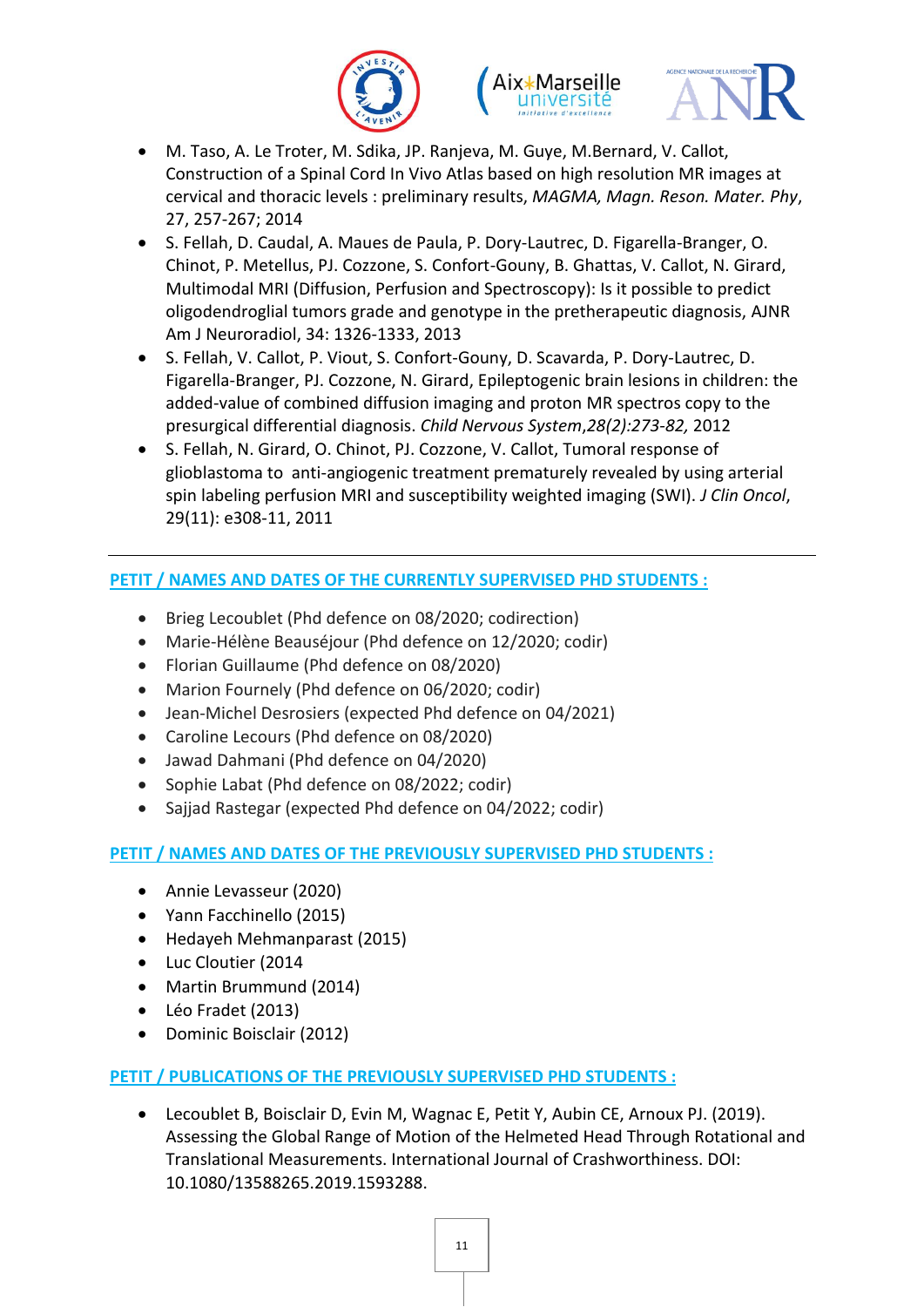- M. Taso, A. Le Troter, M. Sdika, JP. Ranjeva, M. Guye, M.Bernard, V. Callot, Construction of a Spinal Cord In Vivo Atlas based on high resolution MR images at cervical and thoracic levels : preliminary results, *MAGMA, Magn. Reson. Mater. Phy*, 27, 257-267; 2014
- S. Fellah, D. Caudal, A. Maues de Paula, P. Dory-Lautrec, D. Figarella-Branger, O. Chinot, P. Metellus, PJ. Cozzone, S. Confort-Gouny, B. Ghattas, V. Callot, N. Girard, Multimodal MRI (Diffusion, Perfusion and Spectroscopy): Is it possible to predict oligodendroglial tumors grade and genotype in the pretherapeutic diagnosis, AJNR Am J Neuroradiol, 34: 1326-1333, 2013
- S. Fellah, V. Callot, P. Viout, S. Confort-Gouny, D. Scavarda, P. Dory-Lautrec, D. Figarella-Branger, PJ. Cozzone, N. Girard, Epileptogenic brain lesions in children: the added-value of combined diffusion imaging and proton MR spectros copy to the presurgical differential diagnosis. *Child Nervous System*,*28(2):273-82,* 2012
- S. Fellah, N. Girard, O. Chinot, PJ. Cozzone, V. Callot, Tumoral response of glioblastoma to anti-angiogenic treatment prematurely revealed by using arterial spin labeling perfusion MRI and susceptibility weighted imaging (SWI). *J Clin Oncol*, 29(11): e308-11, 2011

---

## PETIT / NAMES AND DATES OF THE CURRENTLY SUPERVISED PHD STUDENTS :

- Brieg Lecoublet (Phd defence on 08/2020; codirection)
- Marie-Hélène Beauséjour (Phd defence on 12/2020; codir)
- Florian Guillaume (Phd defence on 08/2020)
- Marion Fournely (Phd defence on 06/2020; codir)
- Jean-Michel Desrosiers (expected Phd defence on 04/2021)
- Caroline Lecours (Phd defence on 08/2020)
- Jawad Dahmani (Phd defence on 04/2020)
- Sophie Labat (Phd defence on 08/2022; codir)
- Sajjad Rastegar (expected Phd defence on 04/2022; codir)

## PETIT / NAMES AND DATES OF THE PREVIOUSLY SUPERVISED PHD STUDENTS :

- Annie Levasseur (2020)
- Yann Facchinello (2015)
- Hedayeh Mehmanparast (2015)
- Luc Cloutier (2014
- Martin Brummund (2014)
- Léo Fradet (2013)
- Dominic Boisclair (2012)

## PETIT / PUBLICATIONS OF THE PREVIOUSLY SUPERVISED PHD STUDENTS :

- Lecoublet B, Boisclair D, Evin M, Wagnac E, Petit Y, Aubin CE, Arnoux PJ. (2019). Assessing the Global Range of Motion of the Helmeted Head Through Rotational and Translational Measurements. International Journal of Crashworthiness. DOI: 10.1080/13588265.2019.1593288.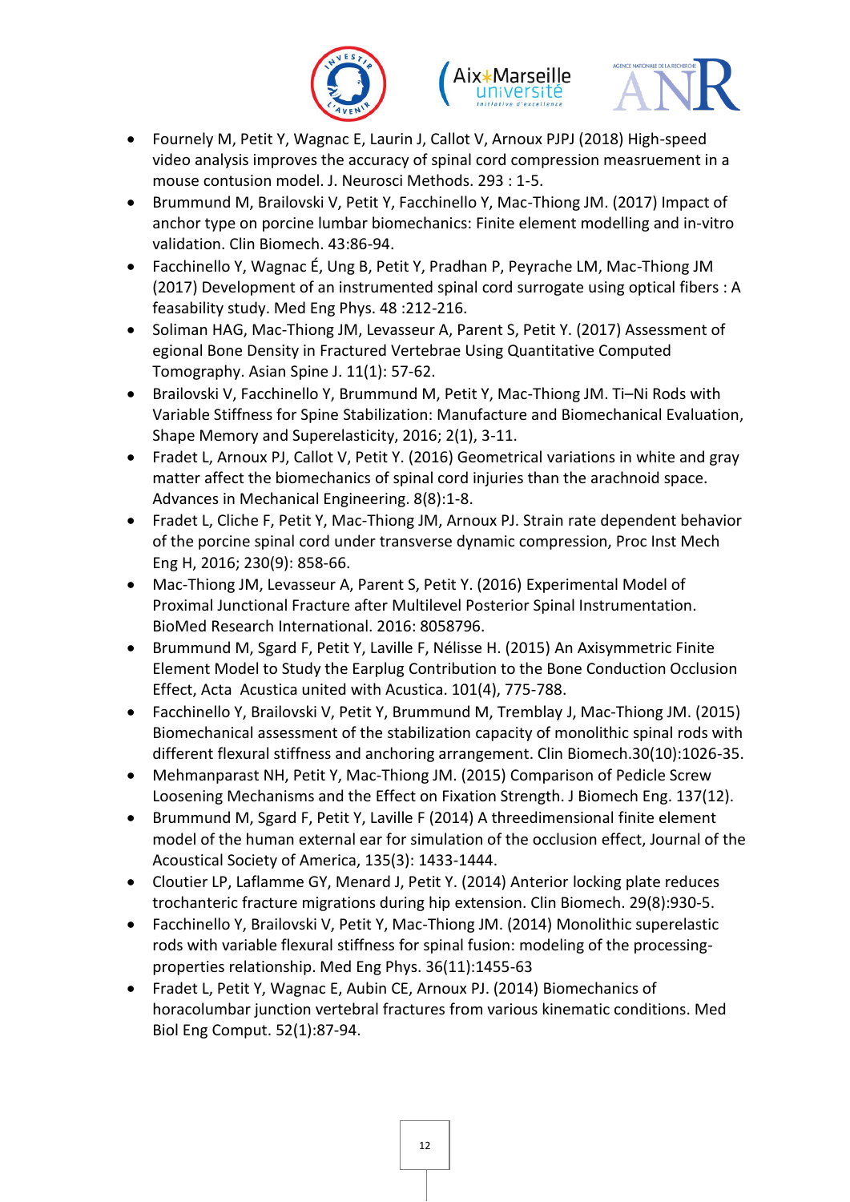- Fournely M, Petit Y, Wagnac E, Laurin J, Callot V, Arnoux PJPJ (2018) High-speed video analysis improves the accuracy of spinal cord compression measruement in a mouse contusion model. J. Neurosci Methods. 293 : 1-5.
- Brummund M, Brailovski V, Petit Y, Facchinello Y, Mac-Thiong JM. (2017) Impact of anchor type on porcine lumbar biomechanics: Finite element modelling and in-vitro validation. Clin Biomech. 43:86-94.
- Facchinello Y, Wagnac É, Ung B, Petit Y, Pradhan P, Peyrache LM, Mac-Thiong JM (2017) Development of an instrumented spinal cord surrogate using optical fibers : A feasability study. Med Eng Phys. 48 :212-216.
- Soliman HAG, Mac-Thiong JM, Levasseur A, Parent S, Petit Y. (2017) Assessment of egional Bone Density in Fractured Vertebrae Using Quantitative Computed Tomography. Asian Spine J. 11(1): 57-62.
- Brailovski V, Facchinello Y, Brummund M, Petit Y, Mac-Thiong JM. Ti–Ni Rods with Variable Stiffness for Spine Stabilization: Manufacture and Biomechanical Evaluation, Shape Memory and Superelasticity, 2016; 2(1), 3-11.
- Fradet L, Arnoux PJ, Callot V, Petit Y. (2016) Geometrical variations in white and gray matter affect the biomechanics of spinal cord injuries than the arachnoid space. Advances in Mechanical Engineering. 8(8):1-8.
- Fradet L, Cliche F, Petit Y, Mac-Thiong JM, Arnoux PJ. Strain rate dependent behavior of the porcine spinal cord under transverse dynamic compression, Proc Inst Mech Eng H, 2016; 230(9): 858-66.
- Mac-Thiong JM, Levasseur A, Parent S, Petit Y. (2016) Experimental Model of Proximal Junctional Fracture after Multilevel Posterior Spinal Instrumentation. BioMed Research International. 2016: 8058796.
- Brummund M, Sgard F, Petit Y, Laville F, Nélisse H. (2015) An Axisymmetric Finite Element Model to Study the Earplug Contribution to the Bone Conduction Occlusion Effect, Acta Acustica united with Acustica. 101(4), 775-788.
- Facchinello Y, Brailovski V, Petit Y, Brummund M, Tremblay J, Mac-Thiong JM. (2015) Biomechanical assessment of the stabilization capacity of monolithic spinal rods with different flexural stiffness and anchoring arrangement. Clin Biomech.30(10):1026-35.
- Mehmanparast NH, Petit Y, Mac-Thiong JM. (2015) Comparison of Pedicle Screw Loosening Mechanisms and the Effect on Fixation Strength. J Biomech Eng. 137(12).
- Brummund M, Sgard F, Petit Y, Laville F (2014) A threedimensional finite element model of the human external ear for simulation of the occlusion effect, Journal of the Acoustical Society of America, 135(3): 1433-1444.
- Cloutier LP, Laflamme GY, Menard J, Petit Y. (2014) Anterior locking plate reduces trochanteric fracture migrations during hip extension. Clin Biomech. 29(8):930-5.
- Facchinello Y, Brailovski V, Petit Y, Mac-Thiong JM. (2014) Monolithic superelastic rods with variable flexural stiffness for spinal fusion: modeling of the processing-properties relationship. Med Eng Phys. 36(11):1455-63
- Fradet L, Petit Y, Wagnac E, Aubin CE, Arnoux PJ. (2014) Biomechanics of horacolumbar junction vertebral fractures from various kinematic conditions. Med Biol Eng Comput. 52(1):87-94.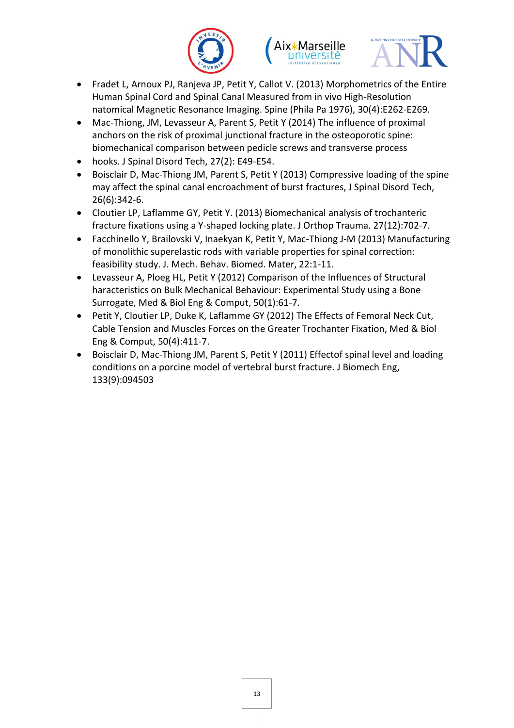- Fradet L, Arnoux PJ, Ranjeva JP, Petit Y, Callot V. (2013) Morphometrics of the Entire Human Spinal Cord and Spinal Canal Measured from in vivo High-Resolution natomical Magnetic Resonance Imaging. Spine (Phila Pa 1976), 30(4):E262-E269.
- Mac-Thiong, JM, Levasseur A, Parent S, Petit Y (2014) The influence of proximal anchors on the risk of proximal junctional fracture in the osteoporotic spine: biomechanical comparison between pedicle screws and transverse process
- hooks. J Spinal Disord Tech, 27(2): E49-E54.
- Boisclair D, Mac-Thiong JM, Parent S, Petit Y (2013) Compressive loading of the spine may affect the spinal canal encroachment of burst fractures, J Spinal Disord Tech, 26(6):342-6.
- Cloutier LP, Laflamme GY, Petit Y. (2013) Biomechanical analysis of trochanteric fracture fixations using a Y-shaped locking plate. J Orthop Trauma. 27(12):702-7.
- Facchinello Y, Brailovski V, Inaekyan K, Petit Y, Mac-Thiong J-M (2013) Manufacturing of monolithic superelastic rods with variable properties for spinal correction: feasibility study. J. Mech. Behav. Biomed. Mater, 22:1-11.
- Levasseur A, Ploeg HL, Petit Y (2012) Comparison of the Influences of Structural haracteristics on Bulk Mechanical Behaviour: Experimental Study using a Bone Surrogate, Med & Biol Eng & Comput, 50(1):61-7.
- Petit Y, Cloutier LP, Duke K, Laflamme GY (2012) The Effects of Femoral Neck Cut, Cable Tension and Muscles Forces on the Greater Trochanter Fixation, Med & Biol Eng & Comput, 50(4):411-7.
- Boisclair D, Mac-Thiong JM, Parent S, Petit Y (2011) Effectof spinal level and loading conditions on a porcine model of vertebral burst fracture. J Biomech Eng, 133(9):094503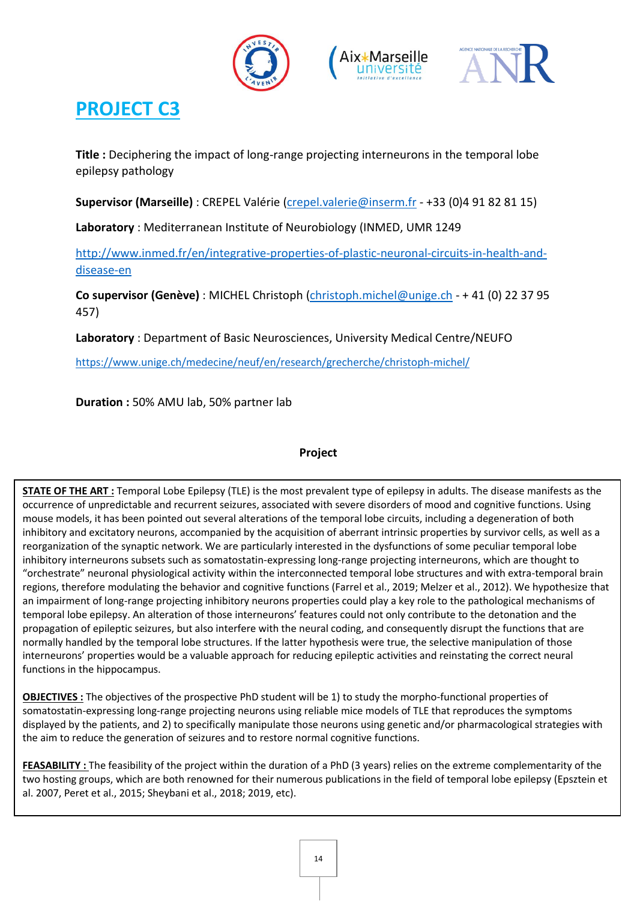# PROJECT C3

**Title :** Deciphering the impact of long-range projecting interneurons in the temporal lobe epilepsy pathology

**Supervisor (Marseille)** : CREPEL Valérie (crepel.valerie@inserm.fr - +33 (0)4 91 82 81 15)

**Laboratory** : Mediterranean Institute of Neurobiology (INMED, UMR 1249

http://www.inmed.fr/en/integrative-properties-of-plastic-neuronal-circuits-in-health-and-disease-en

**Co supervisor (Genève)** : MICHEL Christoph (christoph.michel@unige.ch - + 41 (0) 22 37 95 457)

**Laboratory** : Department of Basic Neurosciences, University Medical Centre/NEUFO

https://www.unige.ch/medecine/neuf/en/research/grecherche/christoph-michel/

**Duration :** 50% AMU lab, 50% partner lab

**Project**

**STATE OF THE ART :** Temporal Lobe Epilepsy (TLE) is the most prevalent type of epilepsy in adults. The disease manifests as the occurrence of unpredictable and recurrent seizures, associated with severe disorders of mood and cognitive functions. Using mouse models, it has been pointed out several alterations of the temporal lobe circuits, including a degeneration of both inhibitory and excitatory neurons, accompanied by the acquisition of aberrant intrinsic properties by survivor cells, as well as a reorganization of the synaptic network. We are particularly interested in the dysfunctions of some peculiar temporal lobe inhibitory interneurons subsets such as somatostatin-expressing long-range projecting interneurons, which are thought to "orchestrate" neuronal physiological activity within the interconnected temporal lobe structures and with extra-temporal brain regions, therefore modulating the behavior and cognitive functions (Farrel et al., 2019; Melzer et al., 2012). We hypothesize that an impairment of long-range projecting inhibitory neurons properties could play a key role to the pathological mechanisms of temporal lobe epilepsy. An alteration of those interneurons' features could not only contribute to the detonation and the propagation of epileptic seizures, but also interfere with the neural coding, and consequently disrupt the functions that are normally handled by the temporal lobe structures. If the latter hypothesis were true, the selective manipulation of those interneurons' properties would be a valuable approach for reducing epileptic activities and reinstating the correct neural functions in the hippocampus.

**OBJECTIVES :** The objectives of the prospective PhD student will be 1) to study the morpho-functional properties of somatostatin-expressing long-range projecting neurons using reliable mice models of TLE that reproduces the symptoms displayed by the patients, and 2) to specifically manipulate those neurons using genetic and/or pharmacological strategies with the aim to reduce the generation of seizures and to restore normal cognitive functions.

**FEASABILITY :** The feasibility of the project within the duration of a PhD (3 years) relies on the extreme complementarity of the two hosting groups, which are both renowned for their numerous publications in the field of temporal lobe epilepsy (Epsztein et al. 2007, Peret et al., 2015; Sheybani et al., 2018; 2019, etc).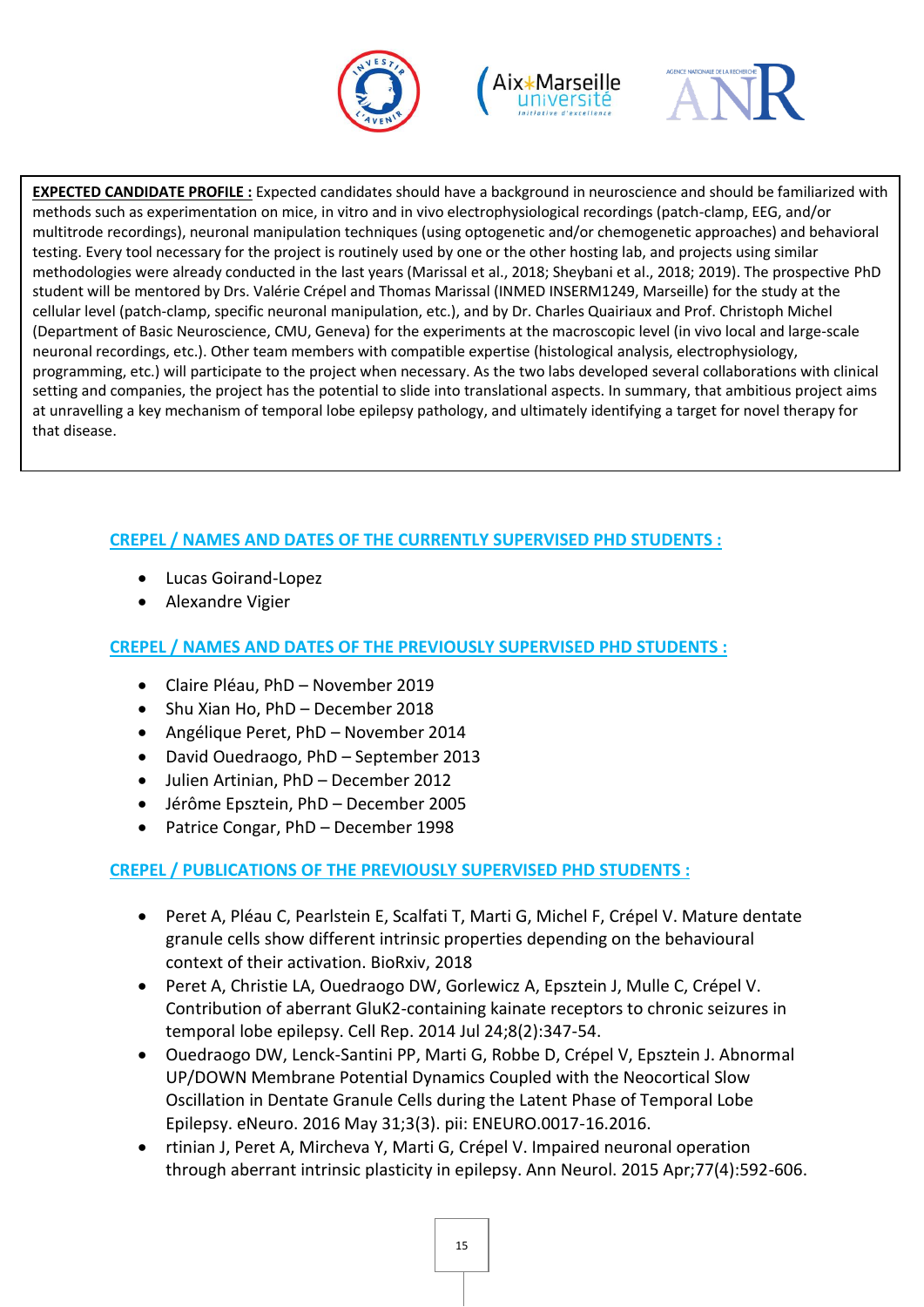**EXPECTED CANDIDATE PROFILE :** Expected candidates should have a background in neuroscience and should be familiarized with methods such as experimentation on mice, in vitro and in vivo electrophysiological recordings (patch-clamp, EEG, and/or multitrode recordings), neuronal manipulation techniques (using optogenetic and/or chemogenetic approaches) and behavioral testing. Every tool necessary for the project is routinely used by one or the other hosting lab, and projects using similar methodologies were already conducted in the last years (Marissal et al., 2018; Sheybani et al., 2018; 2019). The prospective PhD student will be mentored by Drs. Valérie Crépel and Thomas Marissal (INMED INSERM1249, Marseille) for the study at the cellular level (patch-clamp, specific neuronal manipulation, etc.), and by Dr. Charles Quairiaux and Prof. Christoph Michel (Department of Basic Neuroscience, CMU, Geneva) for the experiments at the macroscopic level (in vivo local and large-scale neuronal recordings, etc.). Other team members with compatible expertise (histological analysis, electrophysiology, programming, etc.) will participate to the project when necessary. As the two labs developed several collaborations with clinical setting and companies, the project has the potential to slide into translational aspects. In summary, that ambitious project aims at unravelling a key mechanism of temporal lobe epilepsy pathology, and ultimately identifying a target for novel therapy for that disease.

## CREPEL / NAMES AND DATES OF THE CURRENTLY SUPERVISED PHD STUDENTS :

- Lucas Goirand-Lopez
- Alexandre Vigier

## CREPEL / NAMES AND DATES OF THE PREVIOUSLY SUPERVISED PHD STUDENTS :

- Claire Pléau, PhD – November 2019
- Shu Xian Ho, PhD – December 2018
- Angélique Peret, PhD – November 2014
- David Ouedraogo, PhD – September 2013
- Julien Artinian, PhD – December 2012
- Jérôme Epsztein, PhD – December 2005
- Patrice Congar, PhD – December 1998

## CREPEL / PUBLICATIONS OF THE PREVIOUSLY SUPERVISED PHD STUDENTS :

- Peret A, Pléau C, Pearlstein E, Scalfati T, Marti G, Michel F, Crépel V. Mature dentate granule cells show different intrinsic properties depending on the behavioural context of their activation. BioRxiv, 2018
- Peret A, Christie LA, Ouedraogo DW, Gorlewicz A, Epsztein J, Mulle C, Crépel V. Contribution of aberrant GluK2-containing kainate receptors to chronic seizures in temporal lobe epilepsy. Cell Rep. 2014 Jul 24;8(2):347-54.
- Ouedraogo DW, Lenck-Santini PP, Marti G, Robbe D, Crépel V, Epsztein J. Abnormal UP/DOWN Membrane Potential Dynamics Coupled with the Neocortical Slow Oscillation in Dentate Granule Cells during the Latent Phase of Temporal Lobe Epilepsy. eNeuro. 2016 May 31;3(3). pii: ENEURO.0017-16.2016.
- rtinian J, Peret A, Mircheva Y, Marti G, Crépel V. Impaired neuronal operation through aberrant intrinsic plasticity in epilepsy. Ann Neurol. 2015 Apr;77(4):592-606.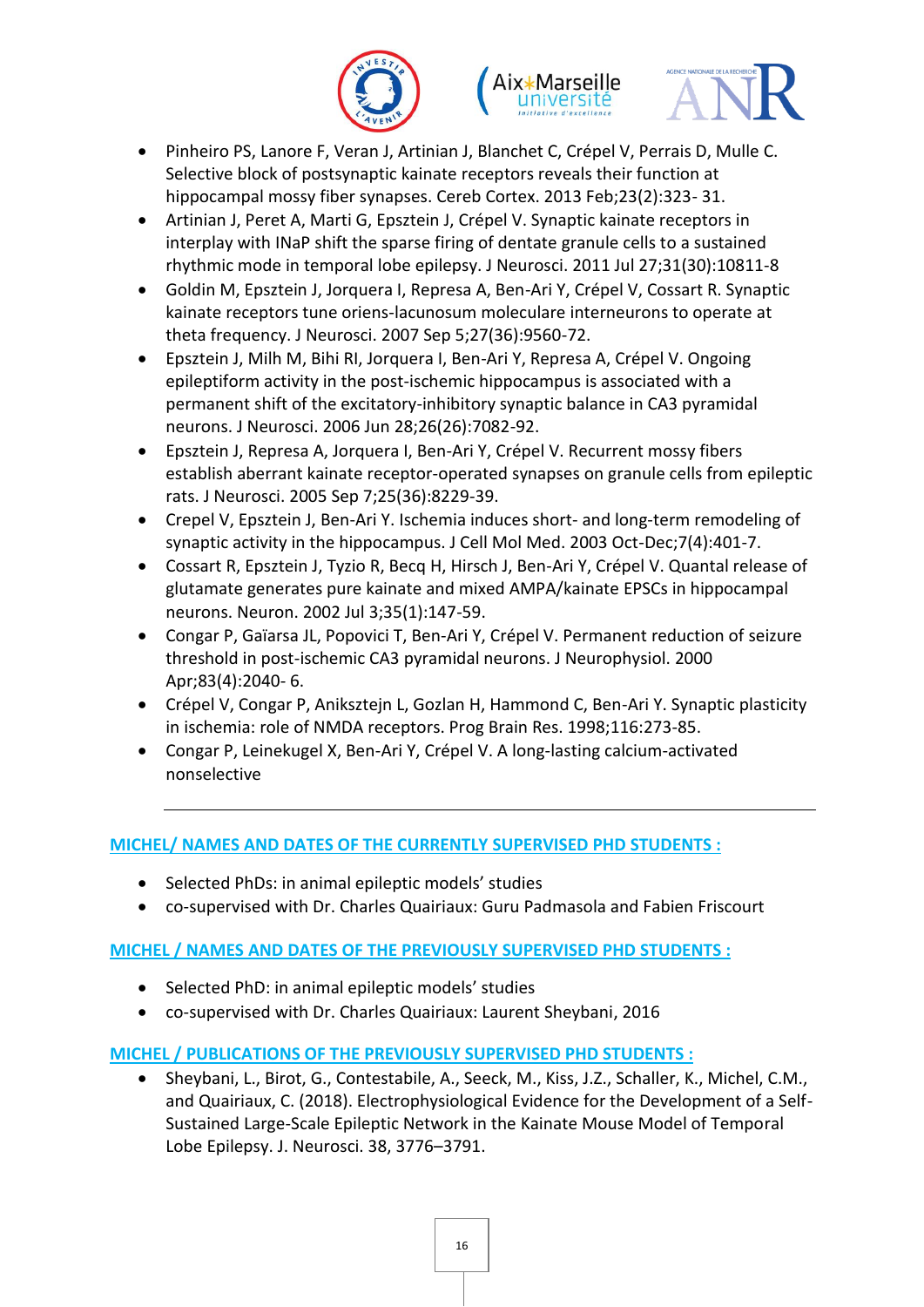- Pinheiro PS, Lanore F, Veran J, Artinian J, Blanchet C, Crépel V, Perrais D, Mulle C. Selective block of postsynaptic kainate receptors reveals their function at hippocampal mossy fiber synapses. Cereb Cortex. 2013 Feb;23(2):323- 31.
- Artinian J, Peret A, Marti G, Epsztein J, Crépel V. Synaptic kainate receptors in interplay with INaP shift the sparse firing of dentate granule cells to a sustained rhythmic mode in temporal lobe epilepsy. J Neurosci. 2011 Jul 27;31(30):10811-8
- Goldin M, Epsztein J, Jorquera I, Represa A, Ben-Ari Y, Crépel V, Cossart R. Synaptic kainate receptors tune oriens-lacunosum moleculare interneurons to operate at theta frequency. J Neurosci. 2007 Sep 5;27(36):9560-72.
- Epsztein J, Milh M, Bihi RI, Jorquera I, Ben-Ari Y, Represa A, Crépel V. Ongoing epileptiform activity in the post-ischemic hippocampus is associated with a permanent shift of the excitatory-inhibitory synaptic balance in CA3 pyramidal neurons. J Neurosci. 2006 Jun 28;26(26):7082-92.
- Epsztein J, Represa A, Jorquera I, Ben-Ari Y, Crépel V. Recurrent mossy fibers establish aberrant kainate receptor-operated synapses on granule cells from epileptic rats. J Neurosci. 2005 Sep 7;25(36):8229-39.
- Crepel V, Epsztein J, Ben-Ari Y. Ischemia induces short- and long-term remodeling of synaptic activity in the hippocampus. J Cell Mol Med. 2003 Oct-Dec;7(4):401-7.
- Cossart R, Epsztein J, Tyzio R, Becq H, Hirsch J, Ben-Ari Y, Crépel V. Quantal release of glutamate generates pure kainate and mixed AMPA/kainate EPSCs in hippocampal neurons. Neuron. 2002 Jul 3;35(1):147-59.
- Congar P, Gaïarsa JL, Popovici T, Ben-Ari Y, Crépel V. Permanent reduction of seizure threshold in post-ischemic CA3 pyramidal neurons. J Neurophysiol. 2000 Apr;83(4):2040- 6.
- Crépel V, Congar P, Aniksztejn L, Gozlan H, Hammond C, Ben-Ari Y. Synaptic plasticity in ischemia: role of NMDA receptors. Prog Brain Res. 1998;116:273-85.
- Congar P, Leinekugel X, Ben-Ari Y, Crépel V. A long-lasting calcium-activated nonselective

---

## MICHEL/ NAMES AND DATES OF THE CURRENTLY SUPERVISED PHD STUDENTS :

- Selected PhDs: in animal epileptic models' studies
- co-supervised with Dr. Charles Quairiaux: Guru Padmasola and Fabien Friscourt

## MICHEL / NAMES AND DATES OF THE PREVIOUSLY SUPERVISED PHD STUDENTS :

- Selected PhD: in animal epileptic models' studies
- co-supervised with Dr. Charles Quairiaux: Laurent Sheybani, 2016

## MICHEL / PUBLICATIONS OF THE PREVIOUSLY SUPERVISED PHD STUDENTS :

- Sheybani, L., Birot, G., Contestabile, A., Seeck, M., Kiss, J.Z., Schaller, K., Michel, C.M., and Quairiaux, C. (2018). Electrophysiological Evidence for the Development of a Self-Sustained Large-Scale Epileptic Network in the Kainate Mouse Model of Temporal Lobe Epilepsy. J. Neurosci. 38, 3776–3791.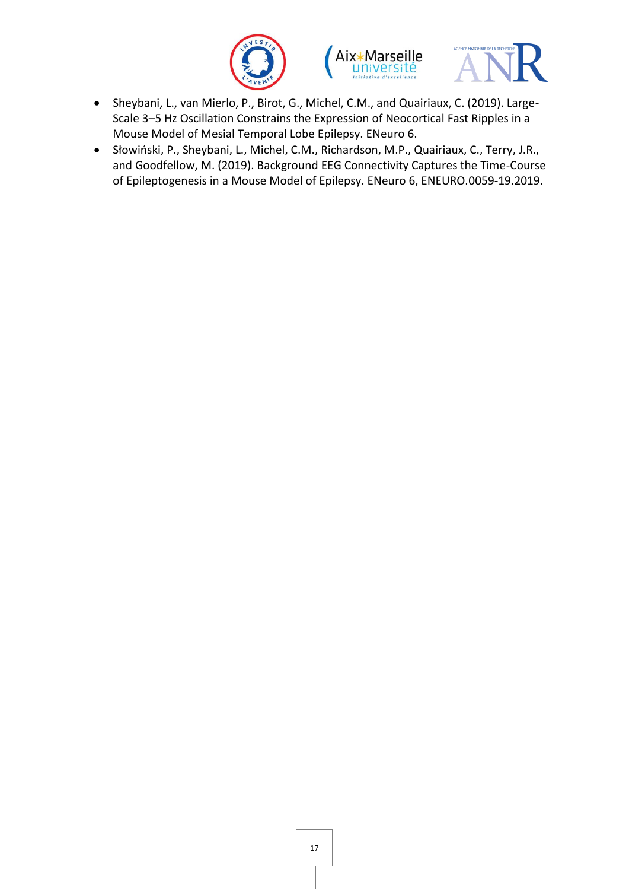- Sheybani, L., van Mierlo, P., Birot, G., Michel, C.M., and Quairiaux, C. (2019). Large-Scale 3–5 Hz Oscillation Constrains the Expression of Neocortical Fast Ripples in a Mouse Model of Mesial Temporal Lobe Epilepsy. ENeuro 6.
- Słowiński, P., Sheybani, L., Michel, C.M., Richardson, M.P., Quairiaux, C., Terry, J.R., and Goodfellow, M. (2019). Background EEG Connectivity Captures the Time-Course of Epileptogenesis in a Mouse Model of Epilepsy. ENeuro 6, ENEURO.0059-19.2019.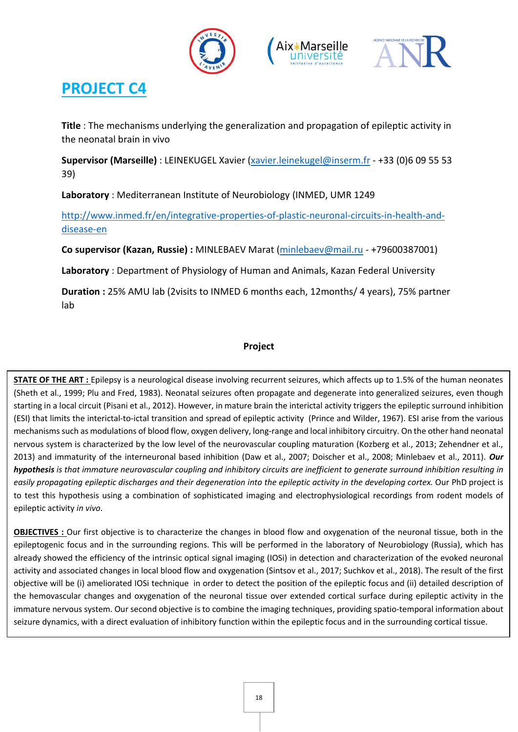# PROJECT C4

**Title** : The mechanisms underlying the generalization and propagation of epileptic activity in the neonatal brain in vivo

**Supervisor (Marseille)** : LEINEKUGEL Xavier (xavier.leinekugel@inserm.fr - +33 (0)6 09 55 53 39)

**Laboratory** : Mediterranean Institute of Neurobiology (INMED, UMR 1249

http://www.inmed.fr/en/integrative-properties-of-plastic-neuronal-circuits-in-health-and-disease-en

**Co supervisor (Kazan, Russie) :** MINLEBAEV Marat (minlebaev@mail.ru - +79600387001)

**Laboratory** : Department of Physiology of Human and Animals, Kazan Federal University

**Duration :** 25% AMU lab (2visits to INMED 6 months each, 12months/ 4 years), 75% partner lab

**Project**

**STATE OF THE ART :** Epilepsy is a neurological disease involving recurrent seizures, which affects up to 1.5% of the human neonates (Sheth et al., 1999; Plu and Fred, 1983). Neonatal seizures often propagate and degenerate into generalized seizures, even though starting in a local circuit (Pisani et al., 2012). However, in mature brain the interictal activity triggers the epileptic surround inhibition (ESI) that limits the interictal-to-ictal transition and spread of epileptic activity (Prince and Wilder, 1967). ESI arise from the various mechanisms such as modulations of blood flow, oxygen delivery, long-range and local inhibitory circuitry. On the other hand neonatal nervous system is characterized by the low level of the neurovascular coupling maturation (Kozberg et al., 2013; Zehendner et al., 2013) and immaturity of the interneuronal based inhibition (Daw et al., 2007; Doischer et al., 2008; Minlebaev et al., 2011). ***Our hypothesis*** *is that immature neurovascular coupling and inhibitory circuits are inefficient to generate surround inhibition resulting in easily propagating epileptic discharges and their degeneration into the epileptic activity in the developing cortex.* Our PhD project is to test this hypothesis using a combination of sophisticated imaging and electrophysiological recordings from rodent models of epileptic activity *in vivo*.

**OBJECTIVES :** Our first objective is to characterize the changes in blood flow and oxygenation of the neuronal tissue, both in the epileptogenic focus and in the surrounding regions. This will be performed in the laboratory of Neurobiology (Russia), which has already showed the efficiency of the intrinsic optical signal imaging (IOSi) in detection and characterization of the evoked neuronal activity and associated changes in local blood flow and oxygenation (Sintsov et al., 2017; Suchkov et al., 2018). The result of the first objective will be (i) ameliorated IOSi technique in order to detect the position of the epileptic focus and (ii) detailed description of the hemovascular changes and oxygenation of the neuronal tissue over extended cortical surface during epileptic activity in the immature nervous system. Our second objective is to combine the imaging techniques, providing spatio-temporal information about seizure dynamics, with a direct evaluation of inhibitory function within the epileptic focus and in the surrounding cortical tissue.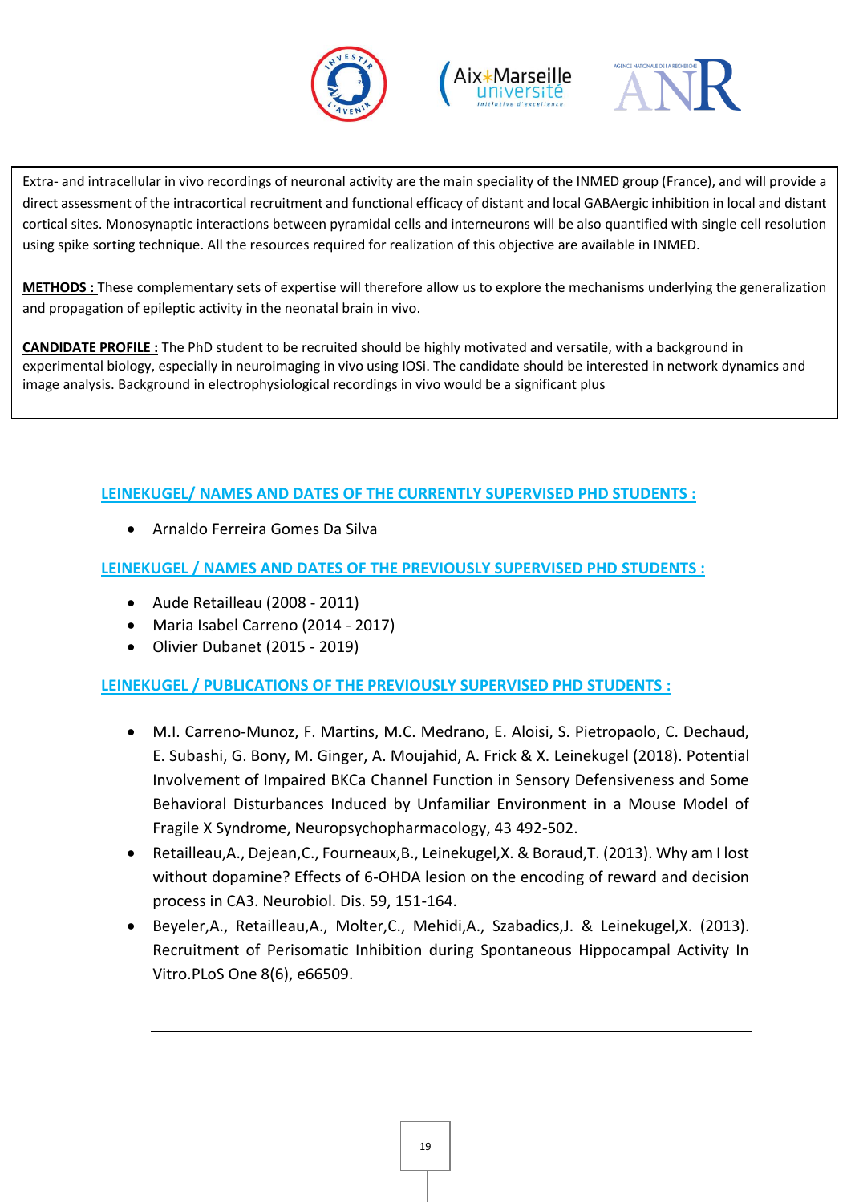Extra- and intracellular in vivo recordings of neuronal activity are the main speciality of the INMED group (France), and will provide a direct assessment of the intracortical recruitment and functional efficacy of distant and local GABAergic inhibition in local and distant cortical sites. Monosynaptic interactions between pyramidal cells and interneurons will be also quantified with single cell resolution using spike sorting technique. All the resources required for realization of this objective are available in INMED.

**METHODS :** These complementary sets of expertise will therefore allow us to explore the mechanisms underlying the generalization and propagation of epileptic activity in the neonatal brain in vivo.

**CANDIDATE PROFILE :** The PhD student to be recruited should be highly motivated and versatile, with a background in experimental biology, especially in neuroimaging in vivo using IOSi. The candidate should be interested in network dynamics and image analysis. Background in electrophysiological recordings in vivo would be a significant plus

## LEINEKUGEL/ NAMES AND DATES OF THE CURRENTLY SUPERVISED PHD STUDENTS :

- Arnaldo Ferreira Gomes Da Silva

## LEINEKUGEL / NAMES AND DATES OF THE PREVIOUSLY SUPERVISED PHD STUDENTS :

- Aude Retailleau (2008 - 2011)
- Maria Isabel Carreno (2014 - 2017)
- Olivier Dubanet (2015 - 2019)

## LEINEKUGEL / PUBLICATIONS OF THE PREVIOUSLY SUPERVISED PHD STUDENTS :

- M.I. Carreno-Munoz, F. Martins, M.C. Medrano, E. Aloisi, S. Pietropaolo, C. Dechaud, E. Subashi, G. Bony, M. Ginger, A. Moujahid, A. Frick & X. Leinekugel (2018). Potential Involvement of Impaired BKCa Channel Function in Sensory Defensiveness and Some Behavioral Disturbances Induced by Unfamiliar Environment in a Mouse Model of Fragile X Syndrome, Neuropsychopharmacology, 43 492-502.
- Retailleau,A., Dejean,C., Fourneaux,B., Leinekugel,X. & Boraud,T. (2013). Why am I lost without dopamine? Effects of 6-OHDA lesion on the encoding of reward and decision process in CA3. Neurobiol. Dis. 59, 151-164.
- Beyeler,A., Retailleau,A., Molter,C., Mehidi,A., Szabadics,J. & Leinekugel,X. (2013). Recruitment of Perisomatic Inhibition during Spontaneous Hippocampal Activity In Vitro.PLoS One 8(6), e66509.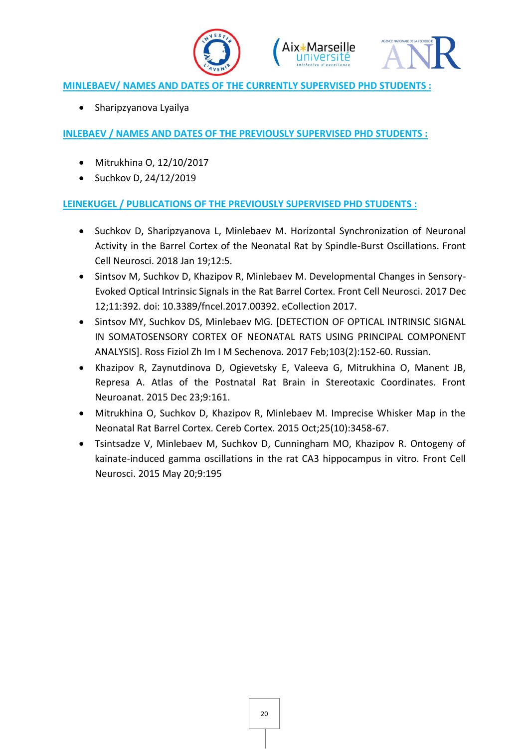**MINLEBAEV/ NAMES AND DATES OF THE CURRENTLY SUPERVISED PHD STUDENTS :**

- Sharipzyanova Lyailya

**INLEBAEV / NAMES AND DATES OF THE PREVIOUSLY SUPERVISED PHD STUDENTS :**

- Mitrukhina O, 12/10/2017
- Suchkov D, 24/12/2019

**LEINEKUGEL / PUBLICATIONS OF THE PREVIOUSLY SUPERVISED PHD STUDENTS :**

- Suchkov D, Sharipzyanova L, Minlebaev M. Horizontal Synchronization of Neuronal Activity in the Barrel Cortex of the Neonatal Rat by Spindle-Burst Oscillations. Front Cell Neurosci. 2018 Jan 19;12:5.
- Sintsov M, Suchkov D, Khazipov R, Minlebaev M. Developmental Changes in Sensory-Evoked Optical Intrinsic Signals in the Rat Barrel Cortex. Front Cell Neurosci. 2017 Dec 12;11:392. doi: 10.3389/fncel.2017.00392. eCollection 2017.
- Sintsov MY, Suchkov DS, Minlebaev MG. [DETECTION OF OPTICAL INTRINSIC SIGNAL IN SOMATOSENSORY CORTEX OF NEONATAL RATS USING PRINCIPAL COMPONENT ANALYSIS]. Ross Fiziol Zh Im I M Sechenova. 2017 Feb;103(2):152-60. Russian.
- Khazipov R, Zaynutdinova D, Ogievetsky E, Valeeva G, Mitrukhina O, Manent JB, Represa A. Atlas of the Postnatal Rat Brain in Stereotaxic Coordinates. Front Neuroanat. 2015 Dec 23;9:161.
- Mitrukhina O, Suchkov D, Khazipov R, Minlebaev M. Imprecise Whisker Map in the Neonatal Rat Barrel Cortex. Cereb Cortex. 2015 Oct;25(10):3458-67.
- Tsintsadze V, Minlebaev M, Suchkov D, Cunningham MO, Khazipov R. Ontogeny of kainate-induced gamma oscillations in the rat CA3 hippocampus in vitro. Front Cell Neurosci. 2015 May 20;9:195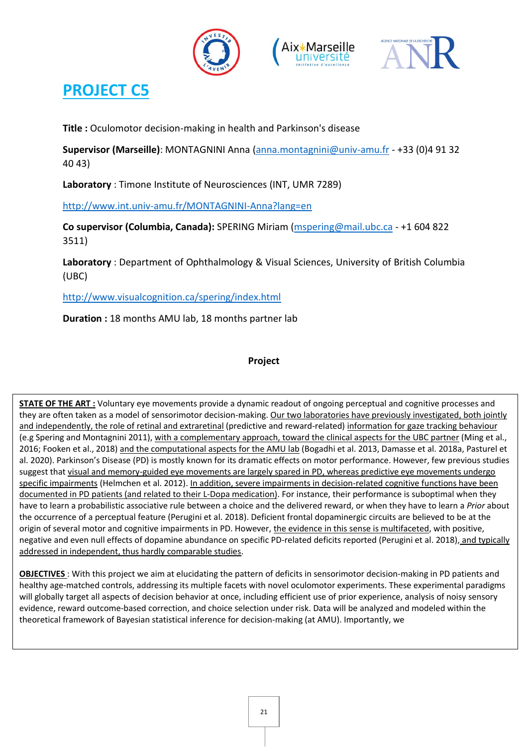# PROJECT C5

**Title :** Oculomotor decision-making in health and Parkinson's disease

**Supervisor (Marseille)**: MONTAGNINI Anna (anna.montagnini@univ-amu.fr - +33 (0)4 91 32 40 43)

**Laboratory** : Timone Institute of Neurosciences (INT, UMR 7289)

http://www.int.univ-amu.fr/MONTAGNINI-Anna?lang=en

**Co supervisor (Columbia, Canada):** SPERING Miriam (mspering@mail.ubc.ca - +1 604 822 3511)

**Laboratory** : Department of Ophthalmology & Visual Sciences, University of British Columbia (UBC)

http://www.visualcognition.ca/spering/index.html

**Duration :** 18 months AMU lab, 18 months partner lab

**Project**

**STATE OF THE ART :** Voluntary eye movements provide a dynamic readout of ongoing perceptual and cognitive processes and they are often taken as a model of sensorimotor decision-making. Our two laboratories have previously investigated, both jointly and independently, the role of retinal and extraretinal (predictive and reward-related) information for gaze tracking behaviour (e.g Spering and Montagnini 2011), with a complementary approach, toward the clinical aspects for the UBC partner (Ming et al., 2016; Fooken et al., 2018) and the computational aspects for the AMU lab (Bogadhi et al. 2013, Damasse et al. 2018a, Pasturel et al. 2020). Parkinson's Disease (PD) is mostly known for its dramatic effects on motor performance. However, few previous studies suggest that visual and memory-guided eye movements are largely spared in PD, whereas predictive eye movements undergo specific impairments (Helmchen et al. 2012). In addition, severe impairments in decision-related cognitive functions have been documented in PD patients (and related to their L-Dopa medication). For instance, their performance is suboptimal when they have to learn a probabilistic associative rule between a choice and the delivered reward, or when they have to learn a *Prior* about the occurrence of a perceptual feature (Perugini et al. 2018). Deficient frontal dopaminergic circuits are believed to be at the origin of several motor and cognitive impairments in PD. However, the evidence in this sense is multifaceted, with positive, negative and even null effects of dopamine abundance on specific PD-related deficits reported (Perugini et al. 2018), and typically addressed in independent, thus hardly comparable studies.

**OBJECTIVES** : With this project we aim at elucidating the pattern of deficits in sensorimotor decision-making in PD patients and healthy age-matched controls, addressing its multiple facets with novel oculomotor experiments. These experimental paradigms will globally target all aspects of decision behavior at once, including efficient use of prior experience, analysis of noisy sensory evidence, reward outcome-based correction, and choice selection under risk. Data will be analyzed and modeled within the theoretical framework of Bayesian statistical inference for decision-making (at AMU). Importantly, we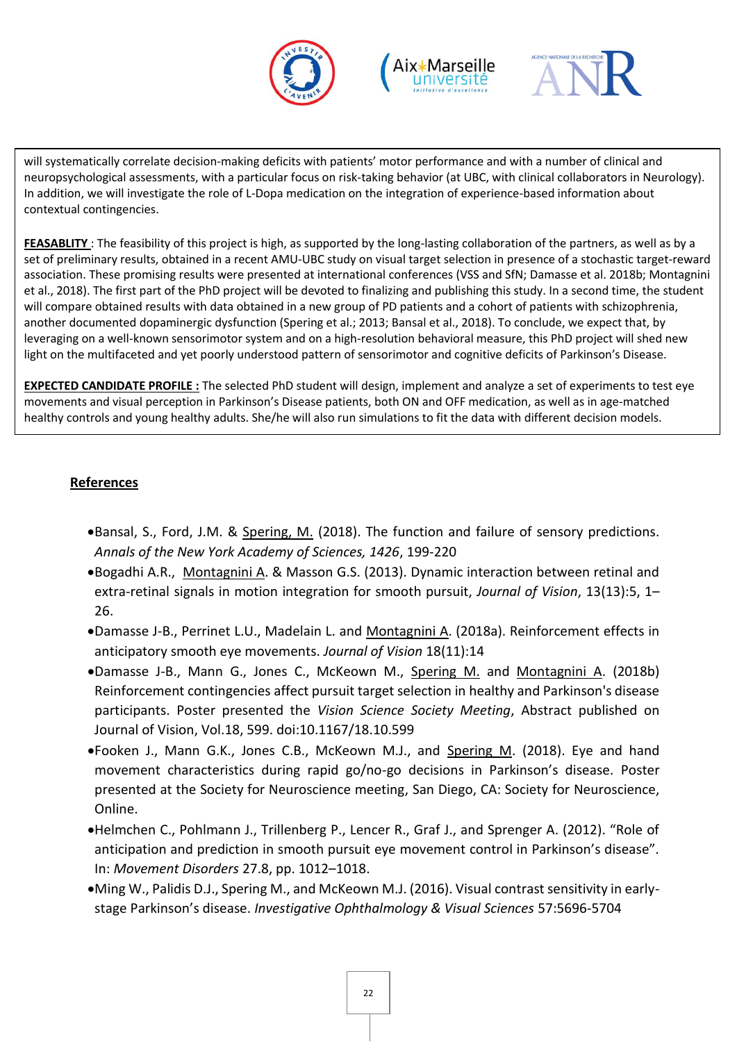will systematically correlate decision-making deficits with patients' motor performance and with a number of clinical and neuropsychological assessments, with a particular focus on risk-taking behavior (at UBC, with clinical collaborators in Neurology). In addition, we will investigate the role of L-Dopa medication on the integration of experience-based information about contextual contingencies.

**FEASABLITY** : The feasibility of this project is high, as supported by the long-lasting collaboration of the partners, as well as by a set of preliminary results, obtained in a recent AMU-UBC study on visual target selection in presence of a stochastic target-reward association. These promising results were presented at international conferences (VSS and SfN; Damasse et al. 2018b; Montagnini et al., 2018). The first part of the PhD project will be devoted to finalizing and publishing this study. In a second time, the student will compare obtained results with data obtained in a new group of PD patients and a cohort of patients with schizophrenia, another documented dopaminergic dysfunction (Spering et al.; 2013; Bansal et al., 2018). To conclude, we expect that, by leveraging on a well-known sensorimotor system and on a high-resolution behavioral measure, this PhD project will shed new light on the multifaceted and yet poorly understood pattern of sensorimotor and cognitive deficits of Parkinson's Disease.

**EXPECTED CANDIDATE PROFILE :** The selected PhD student will design, implement and analyze a set of experiments to test eye movements and visual perception in Parkinson's Disease patients, both ON and OFF medication, as well as in age-matched healthy controls and young healthy adults. She/he will also run simulations to fit the data with different decision models.

## References

- Bansal, S., Ford, J.M. & Spering, M. (2018). The function and failure of sensory predictions. *Annals of the New York Academy of Sciences, 1426*, 199-220
- Bogadhi A.R., Montagnini A. & Masson G.S. (2013). Dynamic interaction between retinal and extra-retinal signals in motion integration for smooth pursuit, *Journal of Vision*, 13(13):5, 1–26.
- Damasse J-B., Perrinet L.U., Madelain L. and Montagnini A. (2018a). Reinforcement effects in anticipatory smooth eye movements. *Journal of Vision* 18(11):14
- Damasse J-B., Mann G., Jones C., McKeown M., Spering M. and Montagnini A. (2018b) Reinforcement contingencies affect pursuit target selection in healthy and Parkinson's disease participants. Poster presented the *Vision Science Society Meeting*, Abstract published on Journal of Vision, Vol.18, 599. doi:10.1167/18.10.599
- Fooken J., Mann G.K., Jones C.B., McKeown M.J., and Spering M. (2018). Eye and hand movement characteristics during rapid go/no-go decisions in Parkinson's disease. Poster presented at the Society for Neuroscience meeting, San Diego, CA: Society for Neuroscience, Online.
- Helmchen C., Pohlmann J., Trillenberg P., Lencer R., Graf J., and Sprenger A. (2012). "Role of anticipation and prediction in smooth pursuit eye movement control in Parkinson's disease". In: *Movement Disorders* 27.8, pp. 1012–1018.
- Ming W., Palidis D.J., Spering M., and McKeown M.J. (2016). Visual contrast sensitivity in early-stage Parkinson's disease. *Investigative Ophthalmology & Visual Sciences* 57:5696-5704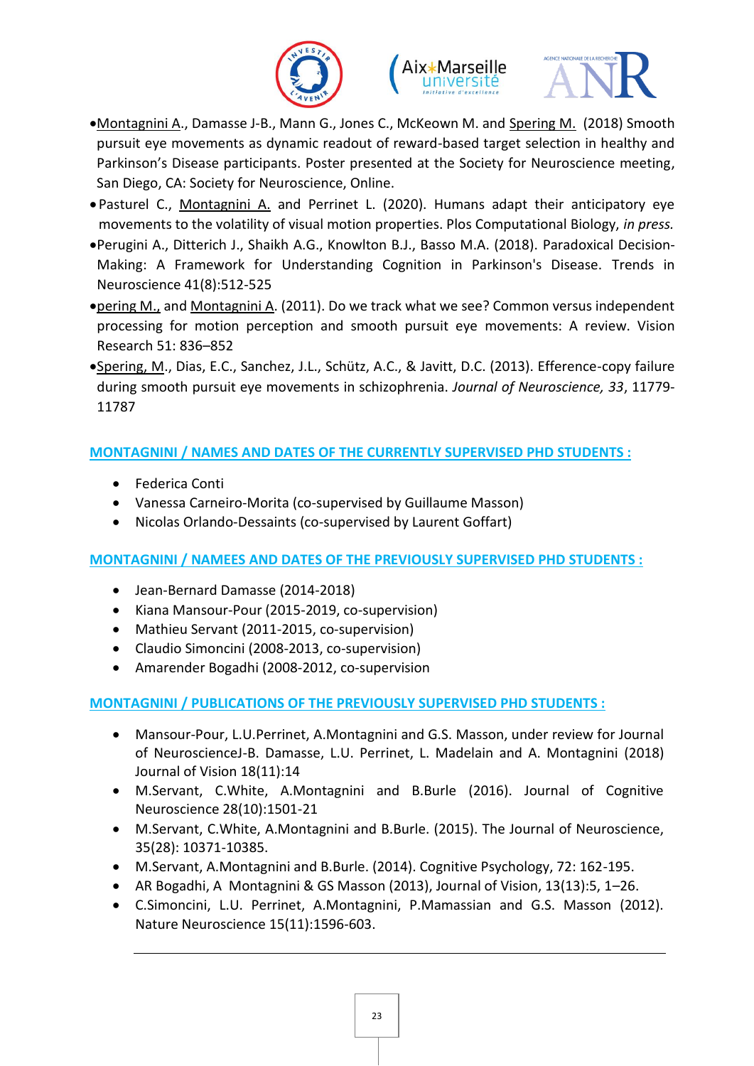- Montagnini A., Damasse J-B., Mann G., Jones C., McKeown M. and Spering M. (2018) Smooth pursuit eye movements as dynamic readout of reward-based target selection in healthy and Parkinson's Disease participants. Poster presented at the Society for Neuroscience meeting, San Diego, CA: Society for Neuroscience, Online.
- Pasturel C., Montagnini A. and Perrinet L. (2020). Humans adapt their anticipatory eye movements to the volatility of visual motion properties. Plos Computational Biology, *in press.*
- Perugini A., Ditterich J., Shaikh A.G., Knowlton B.J., Basso M.A. (2018). Paradoxical Decision-Making: A Framework for Understanding Cognition in Parkinson's Disease. Trends in Neuroscience 41(8):512-525
- pering M., and Montagnini A. (2011). Do we track what we see? Common versus independent processing for motion perception and smooth pursuit eye movements: A review. Vision Research 51: 836–852
- Spering, M., Dias, E.C., Sanchez, J.L., Schütz, A.C., & Javitt, D.C. (2013). Efference-copy failure during smooth pursuit eye movements in schizophrenia. *Journal of Neuroscience, 33*, 11779-11787

## MONTAGNINI / NAMES AND DATES OF THE CURRENTLY SUPERVISED PHD STUDENTS :

- Federica Conti
- Vanessa Carneiro-Morita (co-supervised by Guillaume Masson)
- Nicolas Orlando-Dessaints (co-supervised by Laurent Goffart)

## MONTAGNINI / NAMEES AND DATES OF THE PREVIOUSLY SUPERVISED PHD STUDENTS :

- Jean-Bernard Damasse (2014-2018)
- Kiana Mansour-Pour (2015-2019, co-supervision)
- Mathieu Servant (2011-2015, co-supervision)
- Claudio Simoncini (2008-2013, co-supervision)
- Amarender Bogadhi (2008-2012, co-supervision

## MONTAGNINI / PUBLICATIONS OF THE PREVIOUSLY SUPERVISED PHD STUDENTS :

- Mansour-Pour, L.U.Perrinet, A.Montagnini and G.S. Masson, under review for Journal of NeuroscienceJ-B. Damasse, L.U. Perrinet, L. Madelain and A. Montagnini (2018) Journal of Vision 18(11):14
- M.Servant, C.White, A.Montagnini and B.Burle (2016). Journal of Cognitive Neuroscience 28(10):1501-21
- M.Servant, C.White, A.Montagnini and B.Burle. (2015). The Journal of Neuroscience, 35(28): 10371-10385.
- M.Servant, A.Montagnini and B.Burle. (2014). Cognitive Psychology, 72: 162-195.
- AR Bogadhi, A Montagnini & GS Masson (2013), Journal of Vision, 13(13):5, 1–26.
- C.Simoncini, L.U. Perrinet, A.Montagnini, P.Mamassian and G.S. Masson (2012). Nature Neuroscience 15(11):1596-603.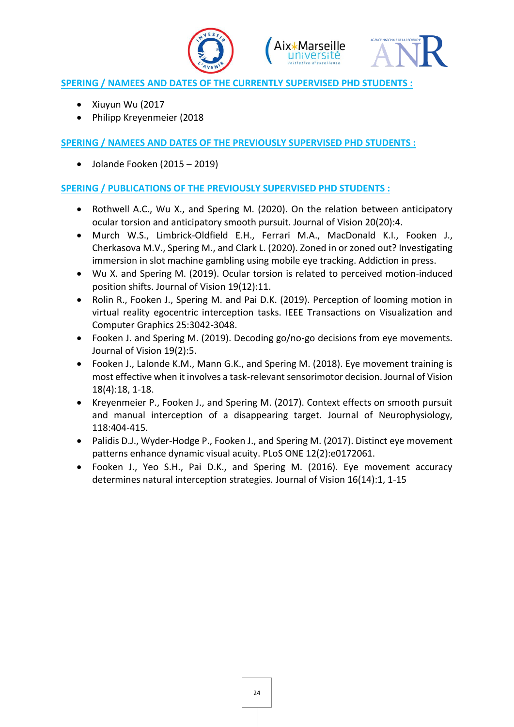## SPERING / NAMEES AND DATES OF THE CURRENTLY SUPERVISED PHD STUDENTS :

- Xiuyun Wu (2017
- Philipp Kreyenmeier (2018

## SPERING / NAMEES AND DATES OF THE PREVIOUSLY SUPERVISED PHD STUDENTS :

- Jolande Fooken (2015 – 2019)

## SPERING / PUBLICATIONS OF THE PREVIOUSLY SUPERVISED PHD STUDENTS :

- Rothwell A.C., Wu X., and Spering M. (2020). On the relation between anticipatory ocular torsion and anticipatory smooth pursuit. Journal of Vision 20(20):4.
- Murch W.S., Limbrick-Oldfield E.H., Ferrari M.A., MacDonald K.I., Fooken J., Cherkasova M.V., Spering M., and Clark L. (2020). Zoned in or zoned out? Investigating immersion in slot machine gambling using mobile eye tracking. Addiction in press.
- Wu X. and Spering M. (2019). Ocular torsion is related to perceived motion-induced position shifts. Journal of Vision 19(12):11.
- Rolin R., Fooken J., Spering M. and Pai D.K. (2019). Perception of looming motion in virtual reality egocentric interception tasks. IEEE Transactions on Visualization and Computer Graphics 25:3042-3048.
- Fooken J. and Spering M. (2019). Decoding go/no-go decisions from eye movements. Journal of Vision 19(2):5.
- Fooken J., Lalonde K.M., Mann G.K., and Spering M. (2018). Eye movement training is most effective when it involves a task-relevant sensorimotor decision. Journal of Vision 18(4):18, 1-18.
- Kreyenmeier P., Fooken J., and Spering M. (2017). Context effects on smooth pursuit and manual interception of a disappearing target. Journal of Neurophysiology, 118:404-415.
- Palidis D.J., Wyder-Hodge P., Fooken J., and Spering M. (2017). Distinct eye movement patterns enhance dynamic visual acuity. PLoS ONE 12(2):e0172061.
- Fooken J., Yeo S.H., Pai D.K., and Spering M. (2016). Eye movement accuracy determines natural interception strategies. Journal of Vision 16(14):1, 1-15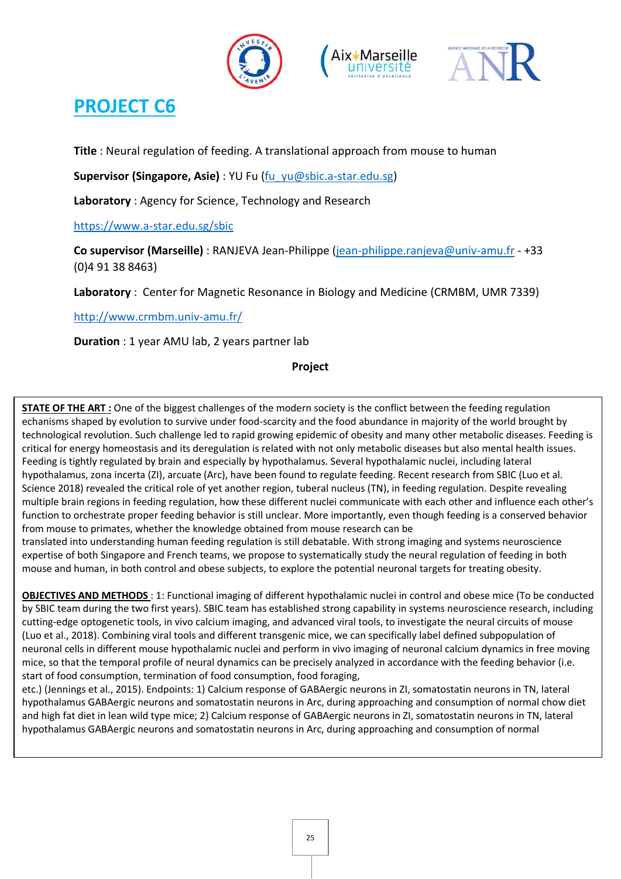# PROJECT C6

**Title** : Neural regulation of feeding. A translational approach from mouse to human

**Supervisor (Singapore, Asie)** : YU Fu (fu_yu@sbic.a-star.edu.sg)

**Laboratory** : Agency for Science, Technology and Research

https://www.a-star.edu.sg/sbic

**Co supervisor (Marseille)** : RANJEVA Jean-Philippe (jean-philippe.ranjeva@univ-amu.fr - +33 (0)4 91 38 8463)

**Laboratory** : Center for Magnetic Resonance in Biology and Medicine (CRMBM, UMR 7339)

http://www.crmbm.univ-amu.fr/

**Duration** : 1 year AMU lab, 2 years partner lab

**Project**

**STATE OF THE ART :** One of the biggest challenges of the modern society is the conflict between the feeding regulation echanisms shaped by evolution to survive under food-scarcity and the food abundance in majority of the world brought by technological revolution. Such challenge led to rapid growing epidemic of obesity and many other metabolic diseases. Feeding is critical for energy homeostasis and its deregulation is related with not only metabolic diseases but also mental health issues. Feeding is tightly regulated by brain and especially by hypothalamus. Several hypothalamic nuclei, including lateral hypothalamus, zona incerta (ZI), arcuate (Arc), have been found to regulate feeding. Recent research from SBIC (Luo et al. Science 2018) revealed the critical role of yet another region, tuberal nucleus (TN), in feeding regulation. Despite revealing multiple brain regions in feeding regulation, how these different nuclei communicate with each other and influence each other's function to orchestrate proper feeding behavior is still unclear. More importantly, even though feeding is a conserved behavior from mouse to primates, whether the knowledge obtained from mouse research can be translated into understanding human feeding regulation is still debatable. With strong imaging and systems neuroscience expertise of both Singapore and French teams, we propose to systematically study the neural regulation of feeding in both mouse and human, in both control and obese subjects, to explore the potential neuronal targets for treating obesity.

**OBJECTIVES AND METHODS** : 1: Functional imaging of different hypothalamic nuclei in control and obese mice (To be conducted by SBIC team during the two first years). SBIC team has established strong capability in systems neuroscience research, including cutting-edge optogenetic tools, in vivo calcium imaging, and advanced viral tools, to investigate the neural circuits of mouse (Luo et al., 2018). Combining viral tools and different transgenic mice, we can specifically label defined subpopulation of neuronal cells in different mouse hypothalamic nuclei and perform in vivo imaging of neuronal calcium dynamics in free moving mice, so that the temporal profile of neural dynamics can be precisely analyzed in accordance with the feeding behavior (i.e. start of food consumption, termination of food consumption, food foraging, etc.) (Jennings et al., 2015). Endpoints: 1) Calcium response of GABAergic neurons in ZI, somatostatin neurons in TN, lateral hypothalamus GABAergic neurons and somatostatin neurons in Arc, during approaching and consumption of normal chow diet and high fat diet in lean wild type mice; 2) Calcium response of GABAergic neurons in ZI, somatostatin neurons in TN, lateral hypothalamus GABAergic neurons and somatostatin neurons in Arc, during approaching and consumption of normal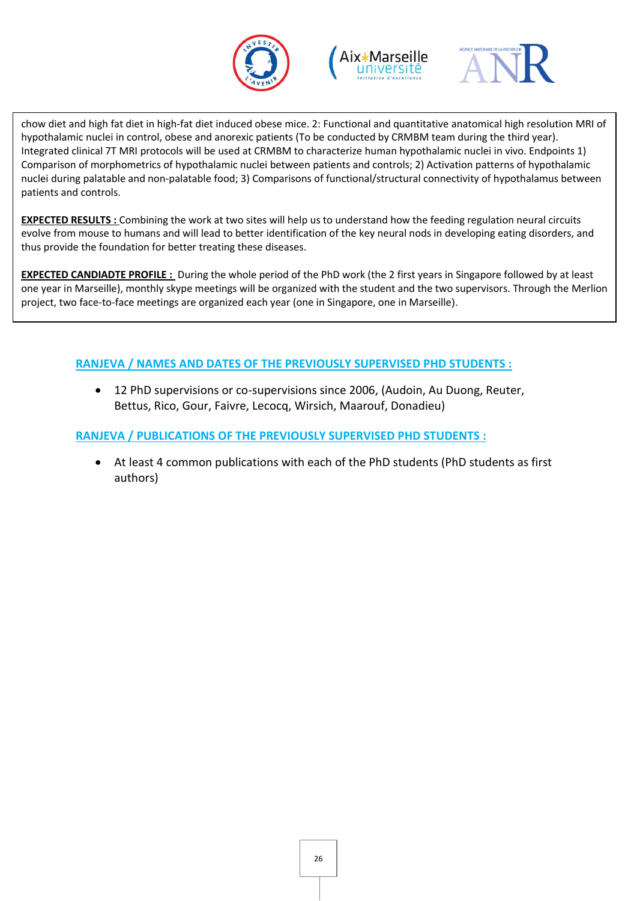chow diet and high fat diet in high-fat diet induced obese mice. 2: Functional and quantitative anatomical high resolution MRI of hypothalamic nuclei in control, obese and anorexic patients (To be conducted by CRMBM team during the third year). Integrated clinical 7T MRI protocols will be used at CRMBM to characterize human hypothalamic nuclei in vivo. Endpoints 1) Comparison of morphometrics of hypothalamic nuclei between patients and controls; 2) Activation patterns of hypothalamic nuclei during palatable and non-palatable food; 3) Comparisons of functional/structural connectivity of hypothalamus between patients and controls.

**EXPECTED RESULTS :** Combining the work at two sites will help us to understand how the feeding regulation neural circuits evolve from mouse to humans and will lead to better identification of the key neural nods in developing eating disorders, and thus provide the foundation for better treating these diseases.

**EXPECTED CANDIADTE PROFILE :** During the whole period of the PhD work (the 2 first years in Singapore followed by at least one year in Marseille), monthly skype meetings will be organized with the student and the two supervisors. Through the Merlion project, two face-to-face meetings are organized each year (one in Singapore, one in Marseille).

## RANJEVA / NAMES AND DATES OF THE PREVIOUSLY SUPERVISED PHD STUDENTS :

- 12 PhD supervisions or co-supervisions since 2006, (Audoin, Au Duong, Reuter, Bettus, Rico, Gour, Faivre, Lecocq, Wirsich, Maarouf, Donadieu)

## RANJEVA / PUBLICATIONS OF THE PREVIOUSLY SUPERVISED PHD STUDENTS :

- At least 4 common publications with each of the PhD students (PhD students as first authors)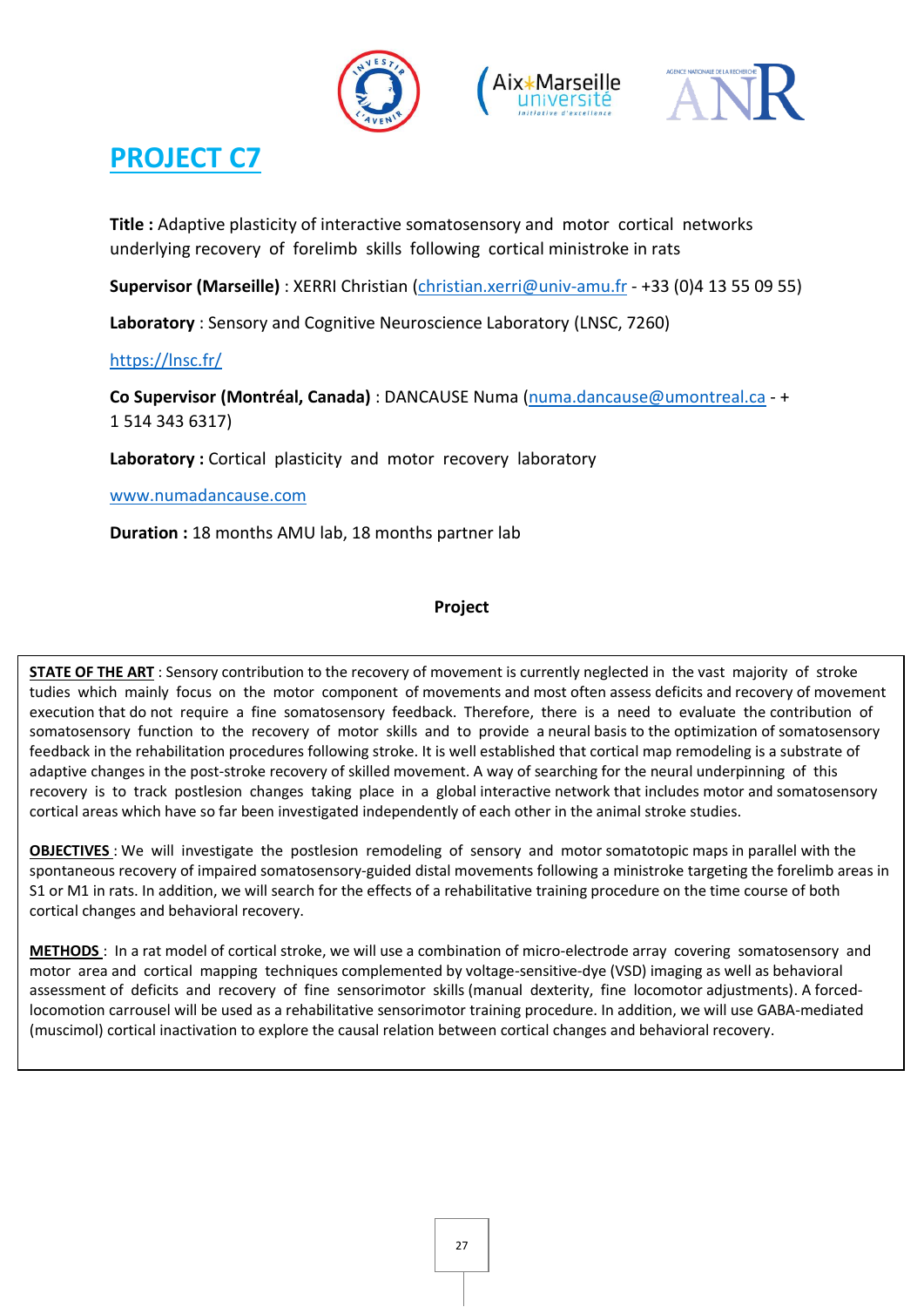# PROJECT C7

**Title :** Adaptive plasticity of interactive somatosensory and motor cortical networks underlying recovery of forelimb skills following cortical ministroke in rats

**Supervisor (Marseille)** : XERRI Christian (christian.xerri@univ-amu.fr - +33 (0)4 13 55 09 55)

**Laboratory** : Sensory and Cognitive Neuroscience Laboratory (LNSC, 7260)

https://lnsc.fr/

**Co Supervisor (Montréal, Canada)** : DANCAUSE Numa (numa.dancause@umontreal.ca - + 1 514 343 6317)

**Laboratory :** Cortical plasticity and motor recovery laboratory

www.numadancause.com

**Duration :** 18 months AMU lab, 18 months partner lab

**Project**

**STATE OF THE ART** : Sensory contribution to the recovery of movement is currently neglected in the vast majority of stroke tudies which mainly focus on the motor component of movements and most often assess deficits and recovery of movement execution that do not require a fine somatosensory feedback. Therefore, there is a need to evaluate the contribution of somatosensory function to the recovery of motor skills and to provide a neural basis to the optimization of somatosensory feedback in the rehabilitation procedures following stroke. It is well established that cortical map remodeling is a substrate of adaptive changes in the post-stroke recovery of skilled movement. A way of searching for the neural underpinning of this recovery is to track postlesion changes taking place in a global interactive network that includes motor and somatosensory cortical areas which have so far been investigated independently of each other in the animal stroke studies.

**OBJECTIVES** : We will investigate the postlesion remodeling of sensory and motor somatotopic maps in parallel with the spontaneous recovery of impaired somatosensory-guided distal movements following a ministroke targeting the forelimb areas in S1 or M1 in rats. In addition, we will search for the effects of a rehabilitative training procedure on the time course of both cortical changes and behavioral recovery.

**METHODS** : In a rat model of cortical stroke, we will use a combination of micro-electrode array covering somatosensory and motor area and cortical mapping techniques complemented by voltage-sensitive-dye (VSD) imaging as well as behavioral assessment of deficits and recovery of fine sensorimotor skills (manual dexterity, fine locomotor adjustments). A forced-locomotion carrousel will be used as a rehabilitative sensorimotor training procedure. In addition, we will use GABA-mediated (muscimol) cortical inactivation to explore the causal relation between cortical changes and behavioral recovery.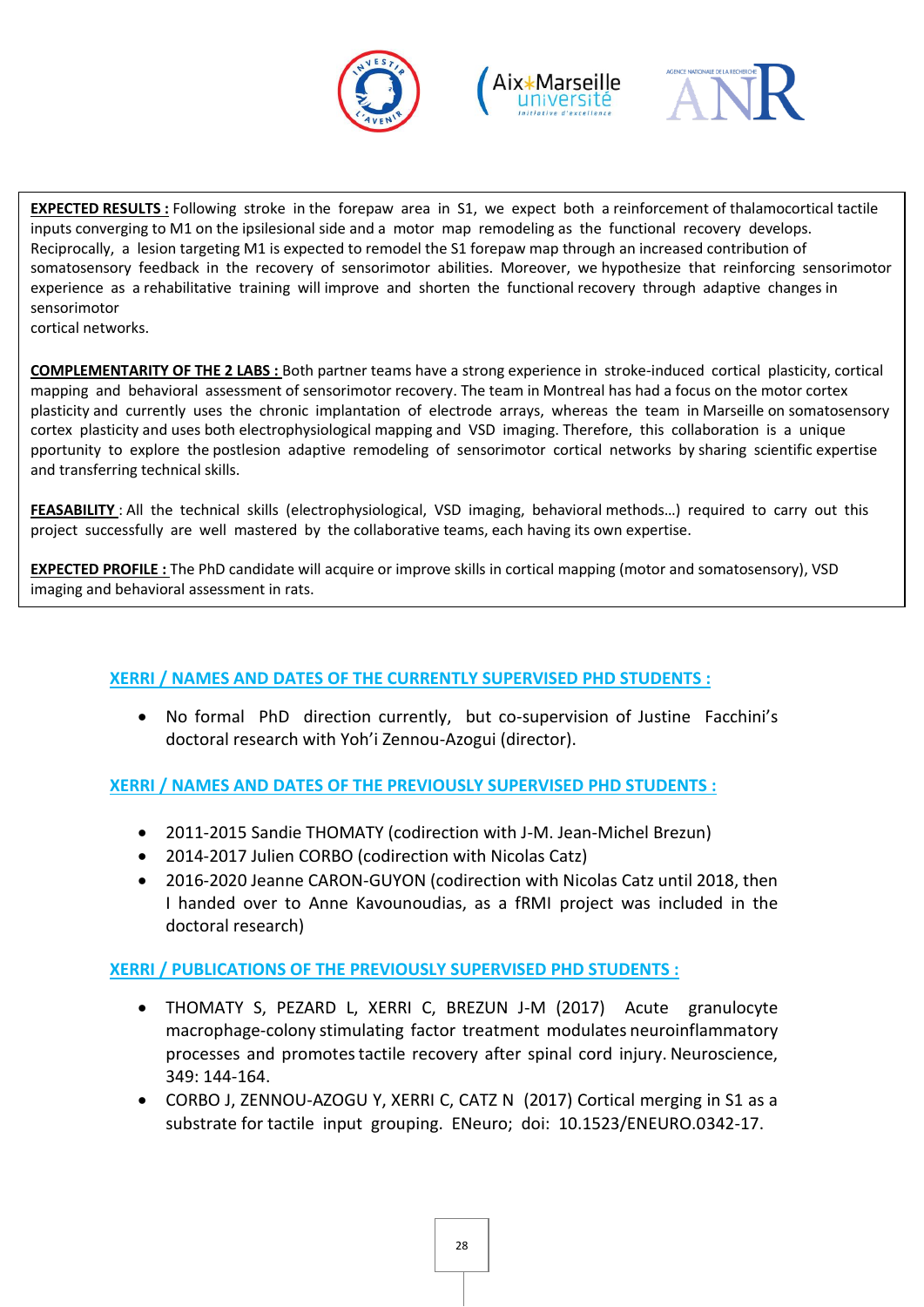**EXPECTED RESULTS :** Following stroke in the forepaw area in S1, we expect both a reinforcement of thalamocortical tactile inputs converging to M1 on the ipsilesional side and a motor map remodeling as the functional recovery develops. Reciprocally, a lesion targeting M1 is expected to remodel the S1 forepaw map through an increased contribution of somatosensory feedback in the recovery of sensorimotor abilities. Moreover, we hypothesize that reinforcing sensorimotor experience as a rehabilitative training will improve and shorten the functional recovery through adaptive changes in sensorimotor
cortical networks.

**COMPLEMENTARITY OF THE 2 LABS :** Both partner teams have a strong experience in stroke-induced cortical plasticity, cortical mapping and behavioral assessment of sensorimotor recovery. The team in Montreal has had a focus on the motor cortex plasticity and currently uses the chronic implantation of electrode arrays, whereas the team in Marseille on somatosensory cortex plasticity and uses both electrophysiological mapping and VSD imaging. Therefore, this collaboration is a unique pportunity to explore the postlesion adaptive remodeling of sensorimotor cortical networks by sharing scientific expertise and transferring technical skills.

**FEASABILITY :** All the technical skills (electrophysiological, VSD imaging, behavioral methods…) required to carry out this project successfully are well mastered by the collaborative teams, each having its own expertise.

**EXPECTED PROFILE :** The PhD candidate will acquire or improve skills in cortical mapping (motor and somatosensory), VSD imaging and behavioral assessment in rats.

## XERRI / NAMES AND DATES OF THE CURRENTLY SUPERVISED PHD STUDENTS :

- No formal PhD direction currently, but co-supervision of Justine Facchini's doctoral research with Yoh'i Zennou-Azogui (director).

## XERRI / NAMES AND DATES OF THE PREVIOUSLY SUPERVISED PHD STUDENTS :

- 2011-2015 Sandie THOMATY (codirection with J-M. Jean-Michel Brezun)
- 2014-2017 Julien CORBO (codirection with Nicolas Catz)
- 2016-2020 Jeanne CARON-GUYON (codirection with Nicolas Catz until 2018, then I handed over to Anne Kavounoudias, as a fRMI project was included in the doctoral research)

## XERRI / PUBLICATIONS OF THE PREVIOUSLY SUPERVISED PHD STUDENTS :

- THOMATY S, PEZARD L, XERRI C, BREZUN J-M (2017) Acute granulocyte macrophage-colony stimulating factor treatment modulates neuroinflammatory processes and promotes tactile recovery after spinal cord injury. Neuroscience, 349: 144-164.
- CORBO J, ZENNOU-AZOGU Y, XERRI C, CATZ N (2017) Cortical merging in S1 as a substrate for tactile input grouping. ENeuro; doi: 10.1523/ENEURO.0342-17.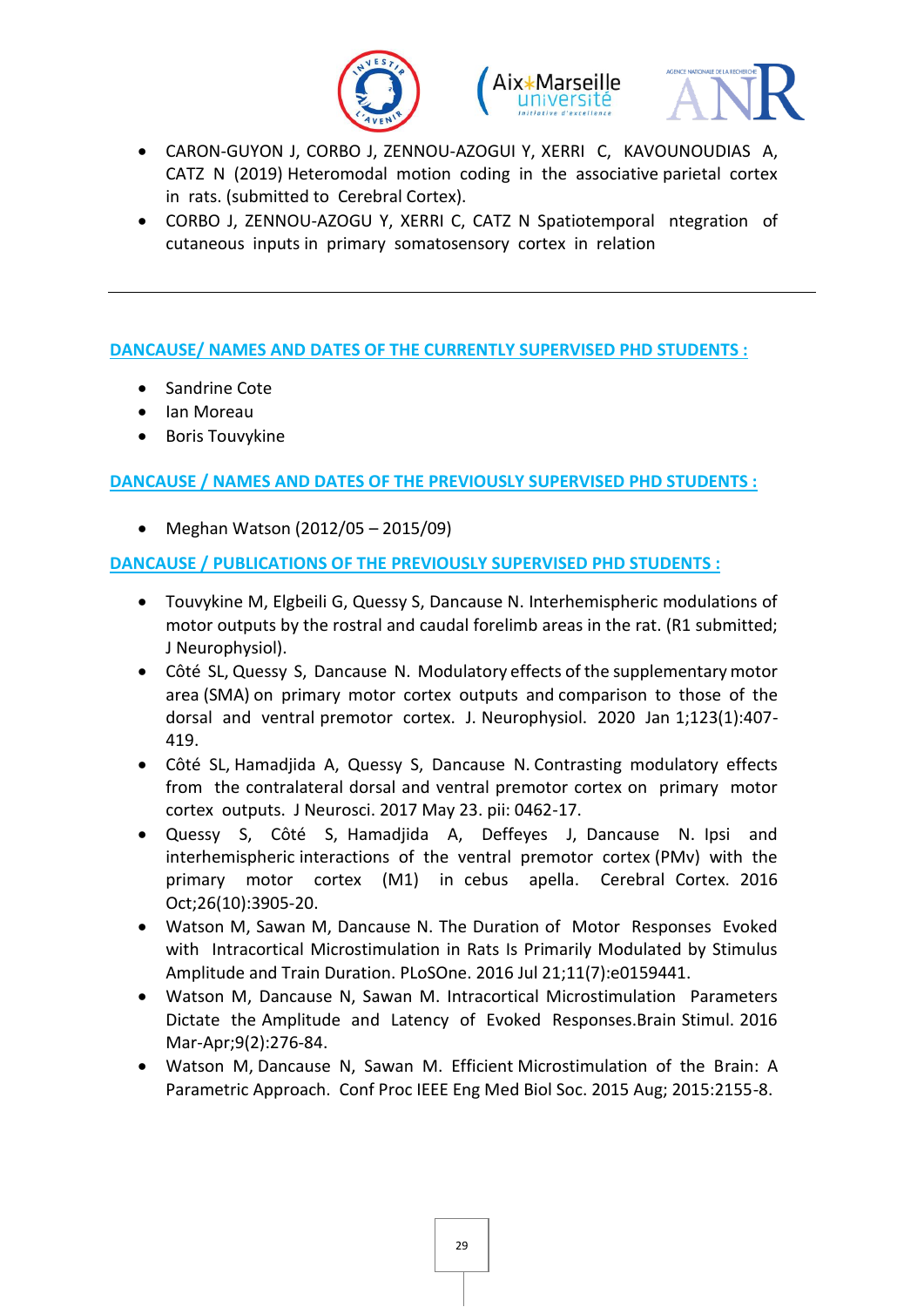- CARON-GUYON J, CORBO J, ZENNOU-AZOGUI Y, XERRI C, KAVOUNOUDIAS A, CATZ N (2019) Heteromodal motion coding in the associative parietal cortex in rats. (submitted to Cerebral Cortex).
- CORBO J, ZENNOU-AZOGU Y, XERRI C, CATZ N Spatiotemporal ntegration of cutaneous inputs in primary somatosensory cortex in relation

---

**DANCAUSE/ NAMES AND DATES OF THE CURRENTLY SUPERVISED PHD STUDENTS :**

- Sandrine Cote
- Ian Moreau
- Boris Touvykine

**DANCAUSE / NAMES AND DATES OF THE PREVIOUSLY SUPERVISED PHD STUDENTS :**

- Meghan Watson (2012/05 – 2015/09)

**DANCAUSE / PUBLICATIONS OF THE PREVIOUSLY SUPERVISED PHD STUDENTS :**

- Touvykine M, Elgbeili G, Quessy S, Dancause N. Interhemispheric modulations of motor outputs by the rostral and caudal forelimb areas in the rat. (R1 submitted; J Neurophysiol).
- Côté SL, Quessy S, Dancause N. Modulatory effects of the supplementary motor area (SMA) on primary motor cortex outputs and comparison to those of the dorsal and ventral premotor cortex. J. Neurophysiol. 2020 Jan 1;123(1):407-419.
- Côté SL, Hamadjida A, Quessy S, Dancause N. Contrasting modulatory effects from the contralateral dorsal and ventral premotor cortex on primary motor cortex outputs. J Neurosci. 2017 May 23. pii: 0462-17.
- Quessy S, Côté S, Hamadjida A, Deffeyes J, Dancause N. Ipsi and interhemispheric interactions of the ventral premotor cortex (PMv) with the primary motor cortex (M1) in cebus apella. Cerebral Cortex. 2016 Oct;26(10):3905-20.
- Watson M, Sawan M, Dancause N. The Duration of Motor Responses Evoked with Intracortical Microstimulation in Rats Is Primarily Modulated by Stimulus Amplitude and Train Duration. PLoSOne. 2016 Jul 21;11(7):e0159441.
- Watson M, Dancause N, Sawan M. Intracortical Microstimulation Parameters Dictate the Amplitude and Latency of Evoked Responses.Brain Stimul. 2016 Mar-Apr;9(2):276-84.
- Watson M, Dancause N, Sawan M. Efficient Microstimulation of the Brain: A Parametric Approach. Conf Proc IEEE Eng Med Biol Soc. 2015 Aug; 2015:2155-8.